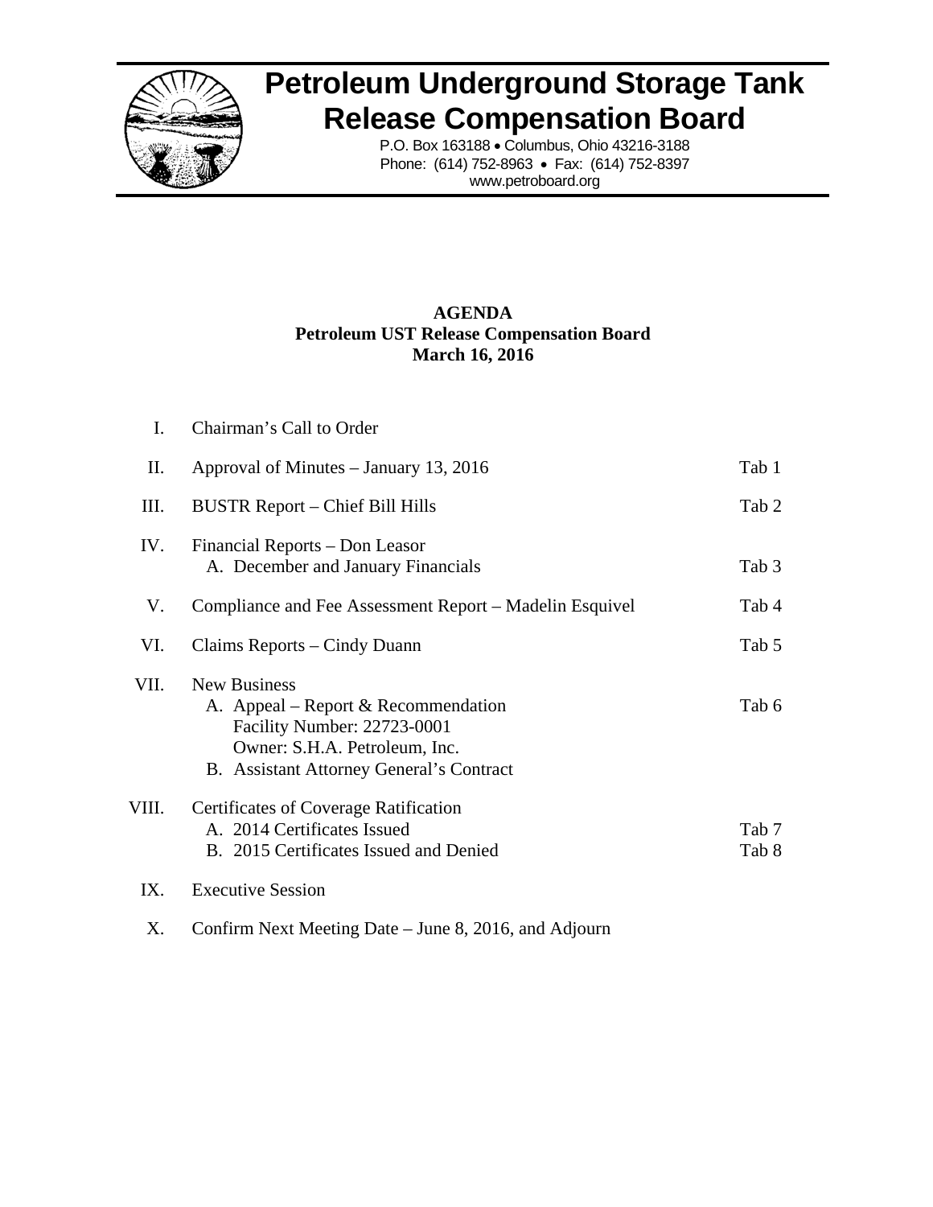# Petroleum Underground Storage Tank Release Compensation Board

P.O. Box 163188 • Columbus, Ohio 43216-3188
Phone: (614) 752-8963 • Fax: (614) 752-8397
www.petroboard.org

**AGENDA**
**Petroleum UST Release Compensation Board**
**March 16, 2016**

| | | |
|---|---|---|
| I. | Chairman's Call to Order | |
| II. | Approval of Minutes – January 13, 2016 | Tab 1 |
| III. | BUSTR Report – Chief Bill Hills | Tab 2 |
| IV. | Financial Reports – Don Leasor<br>A. December and January Financials | <br>Tab 3 |
| V. | Compliance and Fee Assessment Report – Madelin Esquivel | Tab 4 |
| VI. | Claims Reports – Cindy Duann | Tab 5 |
| VII. | New Business<br>A. Appeal – Report & Recommendation<br>Facility Number: 22723-0001<br>Owner: S.H.A. Petroleum, Inc.<br>B. Assistant Attorney General's Contract | <br>Tab 6<br><br><br><br> |
| VIII. | Certificates of Coverage Ratification<br>A. 2014 Certificates Issued<br>B. 2015 Certificates Issued and Denied | <br>Tab 7<br>Tab 8 |
| IX. | Executive Session | |
| X. | Confirm Next Meeting Date – June 8, 2016, and Adjourn | |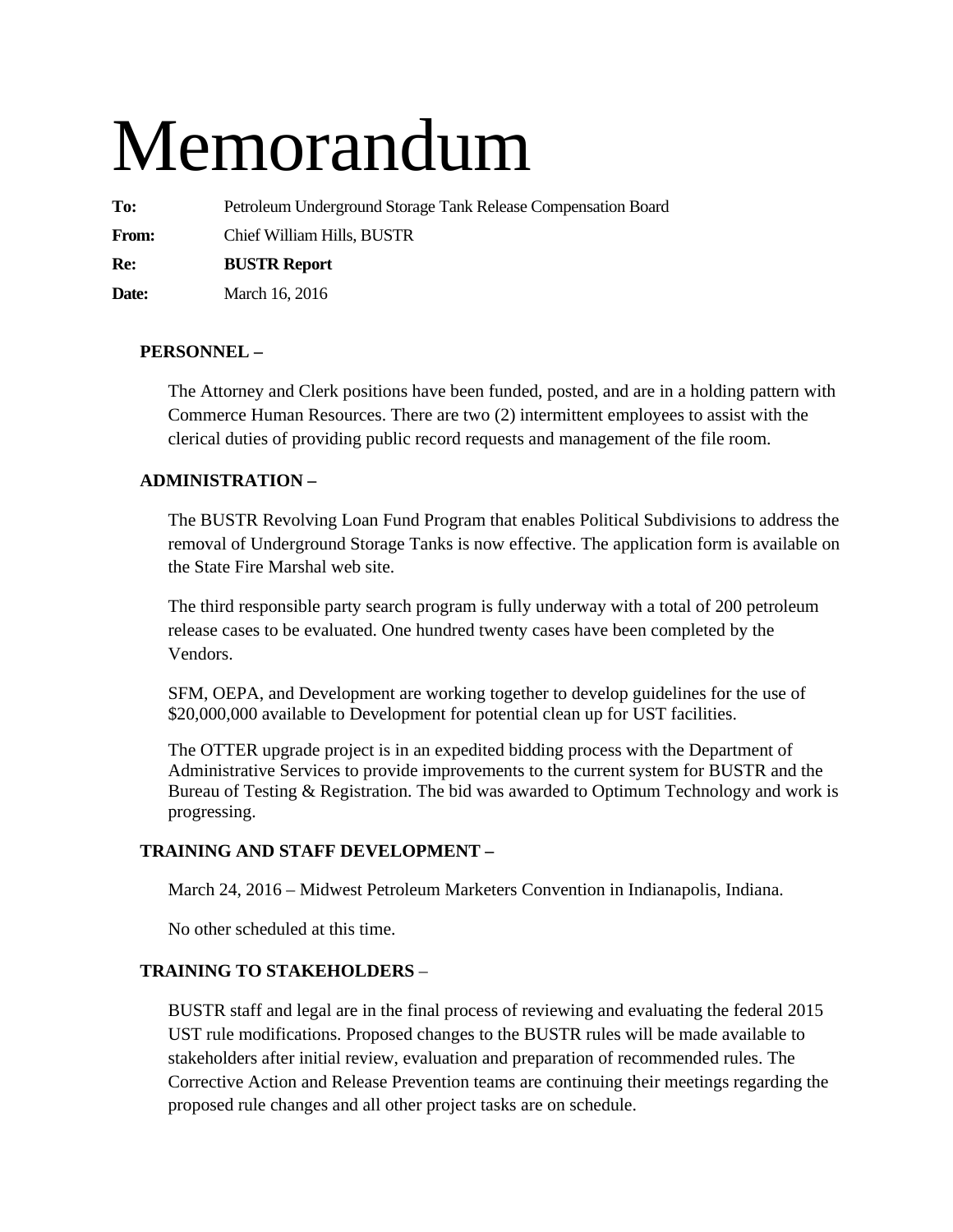# Memorandum

**To:** Petroleum Underground Storage Tank Release Compensation Board

**From:** Chief William Hills, BUSTR

**Re:** **BUSTR Report**

**Date:** March 16, 2016

**PERSONNEL –**

The Attorney and Clerk positions have been funded, posted, and are in a holding pattern with Commerce Human Resources. There are two (2) intermittent employees to assist with the clerical duties of providing public record requests and management of the file room.

**ADMINISTRATION –**

The BUSTR Revolving Loan Fund Program that enables Political Subdivisions to address the removal of Underground Storage Tanks is now effective. The application form is available on the State Fire Marshal web site.

The third responsible party search program is fully underway with a total of 200 petroleum release cases to be evaluated. One hundred twenty cases have been completed by the Vendors.

SFM, OEPA, and Development are working together to develop guidelines for the use of $20,000,000 available to Development for potential clean up for UST facilities.

The OTTER upgrade project is in an expedited bidding process with the Department of Administrative Services to provide improvements to the current system for BUSTR and the Bureau of Testing & Registration. The bid was awarded to Optimum Technology and work is progressing.

**TRAINING AND STAFF DEVELOPMENT –**

March 24, 2016 – Midwest Petroleum Marketers Convention in Indianapolis, Indiana.

No other scheduled at this time.

**TRAINING TO STAKEHOLDERS** –

BUSTR staff and legal are in the final process of reviewing and evaluating the federal 2015 UST rule modifications. Proposed changes to the BUSTR rules will be made available to stakeholders after initial review, evaluation and preparation of recommended rules. The Corrective Action and Release Prevention teams are continuing their meetings regarding the proposed rule changes and all other project tasks are on schedule.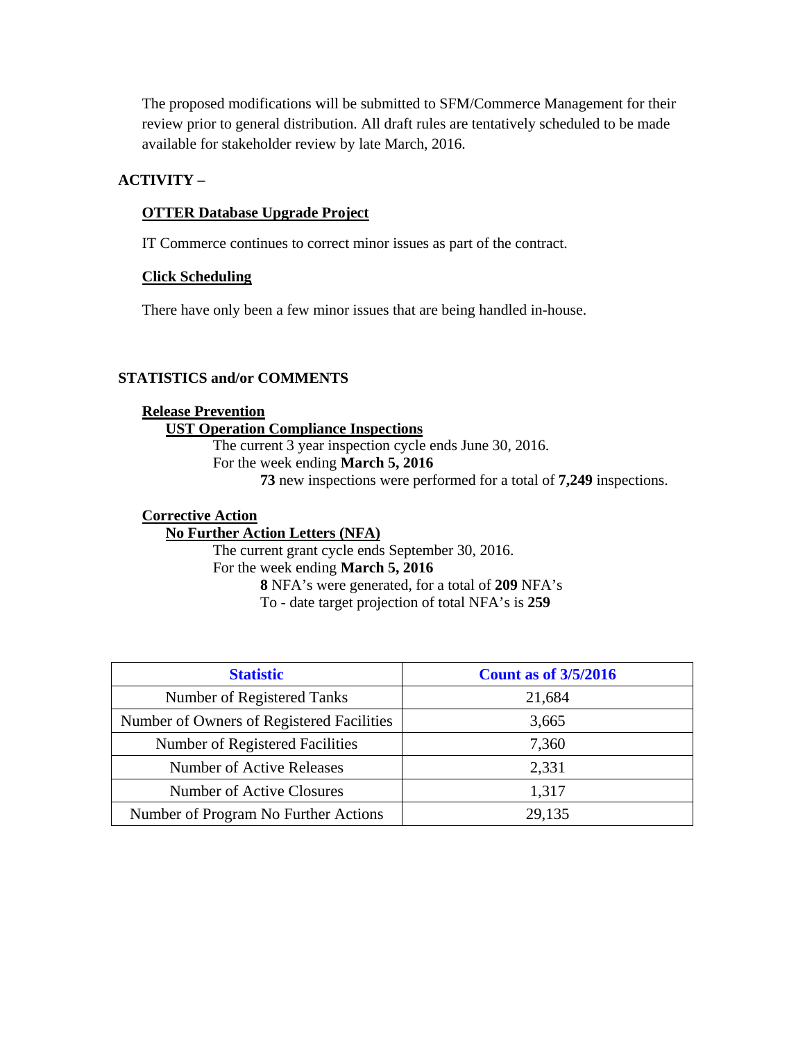The proposed modifications will be submitted to SFM/Commerce Management for their review prior to general distribution. All draft rules are tentatively scheduled to be made available for stakeholder review by late March, 2016.

**ACTIVITY –**

**OTTER Database Upgrade Project**

IT Commerce continues to correct minor issues as part of the contract.

**Click Scheduling**

There have only been a few minor issues that are being handled in-house.

**STATISTICS and/or COMMENTS**

**Release Prevention**

**UST Operation Compliance Inspections**

The current 3 year inspection cycle ends June 30, 2016.

For the week ending **March 5, 2016**

**73** new inspections were performed for a total of **7,249** inspections.

**Corrective Action**

**No Further Action Letters (NFA)**

The current grant cycle ends September 30, 2016.

For the week ending **March 5, 2016**

**8** NFA's were generated, for a total of **209** NFA's

To - date target projection of total NFA's is **259**

| Statistic | Count as of 3/5/2016 |
| --- | --- |
| Number of Registered Tanks | 21,684 |
| Number of Owners of Registered Facilities | 3,665 |
| Number of Registered Facilities | 7,360 |
| Number of Active Releases | 2,331 |
| Number of Active Closures | 1,317 |
| Number of Program No Further Actions | 29,135 |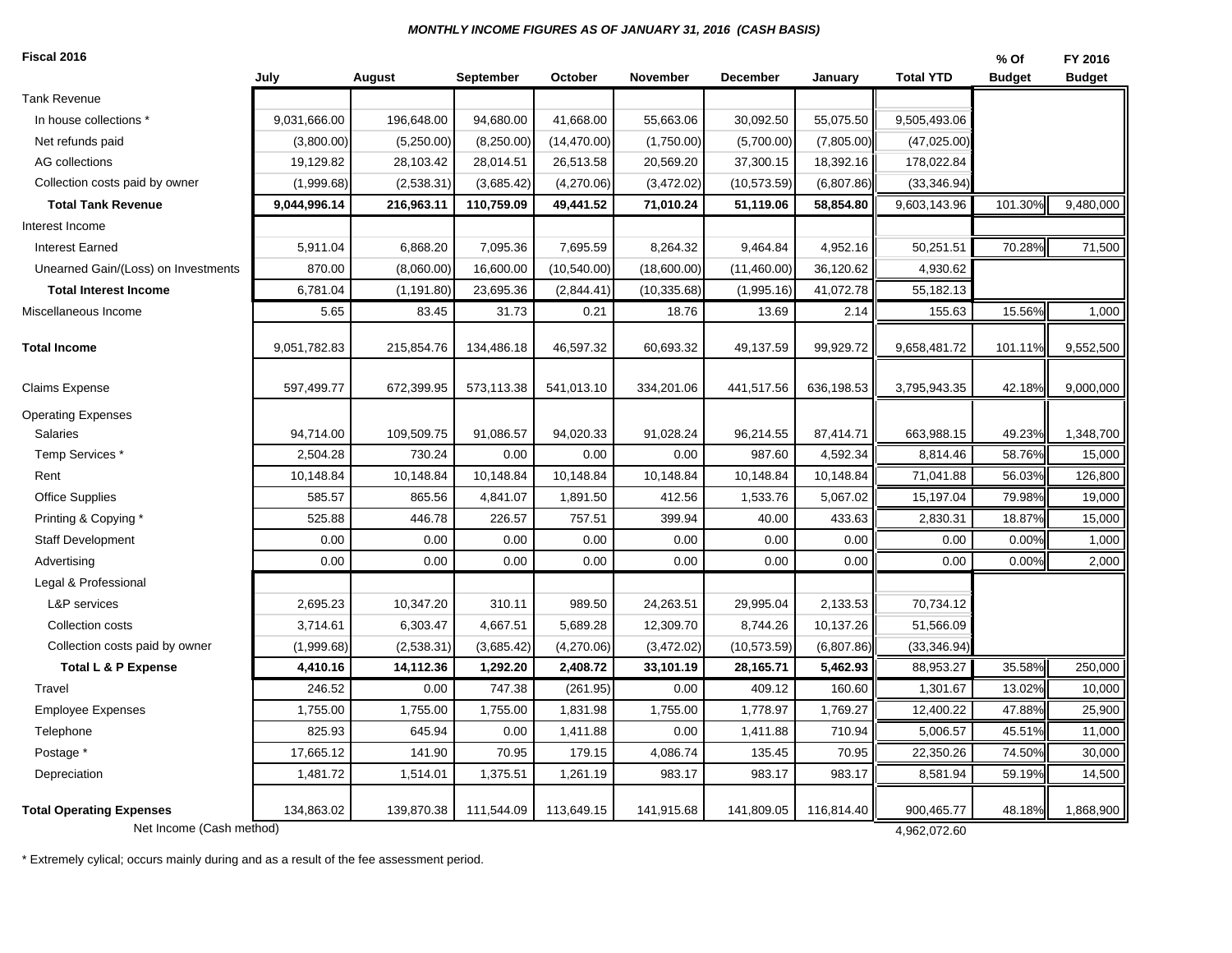***MONTHLY INCOME FIGURES AS OF JANUARY 31, 2016 (CASH BASIS)***

**Fiscal 2016**

| | July | August | September | October | November | December | January | Total YTD | % Of Budget | FY 2016 Budget |
|---|---|---|---|---|---|---|---|---|---|---|
| Tank Revenue | | | | | | | | | | |
| In house collections * | 9,031,666.00 | 196,648.00 | 94,680.00 | 41,668.00 | 55,663.06 | 30,092.50 | 55,075.50 | 9,505,493.06 | | |
| Net refunds paid | (3,800.00) | (5,250.00) | (8,250.00) | (14,470.00) | (1,750.00) | (5,700.00) | (7,805.00) | (47,025.00) | | |
| AG collections | 19,129.82 | 28,103.42 | 28,014.51 | 26,513.58 | 20,569.20 | 37,300.15 | 18,392.16 | 178,022.84 | | |
| Collection costs paid by owner | (1,999.68) | (2,538.31) | (3,685.42) | (4,270.06) | (3,472.02) | (10,573.59) | (6,807.86) | (33,346.94) | | |
| **Total Tank Revenue** | **9,044,996.14** | **216,963.11** | **110,759.09** | **49,441.52** | **71,010.24** | **51,119.06** | **58,854.80** | 9,603,143.96 | 101.30% | 9,480,000 |
| Interest Income | | | | | | | | | | |
| Interest Earned | 5,911.04 | 6,868.20 | 7,095.36 | 7,695.59 | 8,264.32 | 9,464.84 | 4,952.16 | 50,251.51 | 70.28% | 71,500 |
| Unearned Gain/(Loss) on Investments | 870.00 | (8,060.00) | 16,600.00 | (10,540.00) | (18,600.00) | (11,460.00) | 36,120.62 | 4,930.62 | | |
| **Total Interest Income** | 6,781.04 | (1,191.80) | 23,695.36 | (2,844.41) | (10,335.68) | (1,995.16) | 41,072.78 | 55,182.13 | | |
| Miscellaneous Income | 5.65 | 83.45 | 31.73 | 0.21 | 18.76 | 13.69 | 2.14 | 155.63 | 15.56% | 1,000 |
| **Total Income** | 9,051,782.83 | 215,854.76 | 134,486.18 | 46,597.32 | 60,693.32 | 49,137.59 | 99,929.72 | 9,658,481.72 | 101.11% | 9,552,500 |
| Claims Expense | 597,499.77 | 672,399.95 | 573,113.38 | 541,013.10 | 334,201.06 | 441,517.56 | 636,198.53 | 3,795,943.35 | 42.18% | 9,000,000 |
| Operating Expenses | | | | | | | | | | |
| Salaries | 94,714.00 | 109,509.75 | 91,086.57 | 94,020.33 | 91,028.24 | 96,214.55 | 87,414.71 | 663,988.15 | 49.23% | 1,348,700 |
| Temp Services * | 2,504.28 | 730.24 | 0.00 | 0.00 | 0.00 | 987.60 | 4,592.34 | 8,814.46 | 58.76% | 15,000 |
| Rent | 10,148.84 | 10,148.84 | 10,148.84 | 10,148.84 | 10,148.84 | 10,148.84 | 10,148.84 | 71,041.88 | 56.03% | 126,800 |
| Office Supplies | 585.57 | 865.56 | 4,841.07 | 1,891.50 | 412.56 | 1,533.76 | 5,067.02 | 15,197.04 | 79.98% | 19,000 |
| Printing & Copying * | 525.88 | 446.78 | 226.57 | 757.51 | 399.94 | 40.00 | 433.63 | 2,830.31 | 18.87% | 15,000 |
| Staff Development | 0.00 | 0.00 | 0.00 | 0.00 | 0.00 | 0.00 | 0.00 | 0.00 | 0.00% | 1,000 |
| Advertising | 0.00 | 0.00 | 0.00 | 0.00 | 0.00 | 0.00 | 0.00 | 0.00 | 0.00% | 2,000 |
| Legal & Professional | | | | | | | | | | |
| L&P services | 2,695.23 | 10,347.20 | 310.11 | 989.50 | 24,263.51 | 29,995.04 | 2,133.53 | 70,734.12 | | |
| Collection costs | 3,714.61 | 6,303.47 | 4,667.51 | 5,689.28 | 12,309.70 | 8,744.26 | 10,137.26 | 51,566.09 | | |
| Collection costs paid by owner | (1,999.68) | (2,538.31) | (3,685.42) | (4,270.06) | (3,472.02) | (10,573.59) | (6,807.86) | (33,346.94) | | |
| **Total L & P Expense** | **4,410.16** | **14,112.36** | **1,292.20** | **2,408.72** | **33,101.19** | **28,165.71** | **5,462.93** | 88,953.27 | 35.58% | 250,000 |
| Travel | 246.52 | 0.00 | 747.38 | (261.95) | 0.00 | 409.12 | 160.60 | 1,301.67 | 13.02% | 10,000 |
| Employee Expenses | 1,755.00 | 1,755.00 | 1,755.00 | 1,831.98 | 1,755.00 | 1,778.97 | 1,769.27 | 12,400.22 | 47.88% | 25,900 |
| Telephone | 825.93 | 645.94 | 0.00 | 1,411.88 | 0.00 | 1,411.88 | 710.94 | 5,006.57 | 45.51% | 11,000 |
| Postage * | 17,665.12 | 141.90 | 70.95 | 179.15 | 4,086.74 | 135.45 | 70.95 | 22,350.26 | 74.50% | 30,000 |
| Depreciation | 1,481.72 | 1,514.01 | 1,375.51 | 1,261.19 | 983.17 | 983.17 | 983.17 | 8,581.94 | 59.19% | 14,500 |
| **Total Operating Expenses** | 134,863.02 | 139,870.38 | 111,544.09 | 113,649.15 | 141,915.68 | 141,809.05 | 116,814.40 | 900,465.77 | 48.18% | 1,868,900 |
| Net Income (Cash method) | | | | | | | | 4,962,072.60 | | |

\* Extremely cylical; occurs mainly during and as a result of the fee assessment period.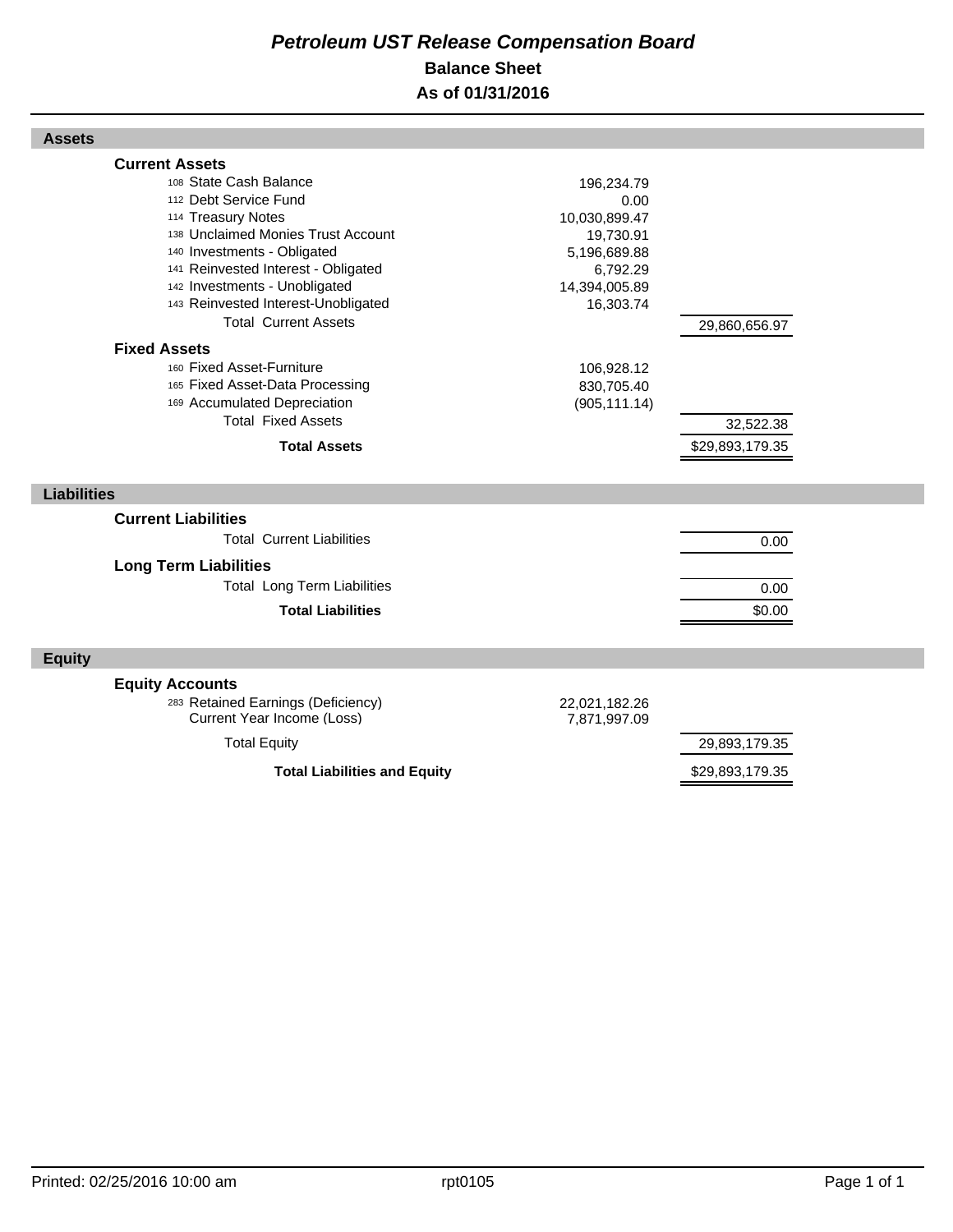# *Petroleum UST Release Compensation Board*

## Balance Sheet

## As of 01/31/2016

| Assets | | | |
|---|---|---|---|
| **Current Assets** | | | |
| 108 | State Cash Balance | 196,234.79 | |
| 112 | Debt Service Fund | 0.00 | |
| 114 | Treasury Notes | 10,030,899.47 | |
| 138 | Unclaimed Monies Trust Account | 19,730.91 | |
| 140 | Investments - Obligated | 5,196,689.88 | |
| 141 | Reinvested Interest - Obligated | 6,792.29 | |
| 142 | Investments - Unobligated | 14,394,005.89 | |
| 143 | Reinvested Interest-Unobligated | 16,303.74 | |
| | Total Current Assets | | 29,860,656.97 |
| **Fixed Assets** | | | |
| 160 | Fixed Asset-Furniture | 106,928.12 | |
| 165 | Fixed Asset-Data Processing | 830,705.40 | |
| 169 | Accumulated Depreciation | (905,111.14) | |
| | Total Fixed Assets | | 32,522.38 |
| | **Total Assets** | | $29,893,179.35 |

| Liabilities | | | |
|---|---|---|---|
| **Current Liabilities** | | | |
| | Total Current Liabilities | | 0.00 |
| **Long Term Liabilities** | | | |
| | Total Long Term Liabilities | | 0.00 |
| | **Total Liabilities** | | $0.00 |

| Equity | | | |
|---|---|---|---|
| **Equity Accounts** | | | |
| 283 | Retained Earnings (Deficiency) | 22,021,182.26 | |
| | Current Year Income (Loss) | 7,871,997.09 | |
| | Total Equity | | 29,893,179.35 |
| | **Total Liabilities and Equity** | | $29,893,179.35 |

Printed: 02/25/2016 10:00 am rpt0105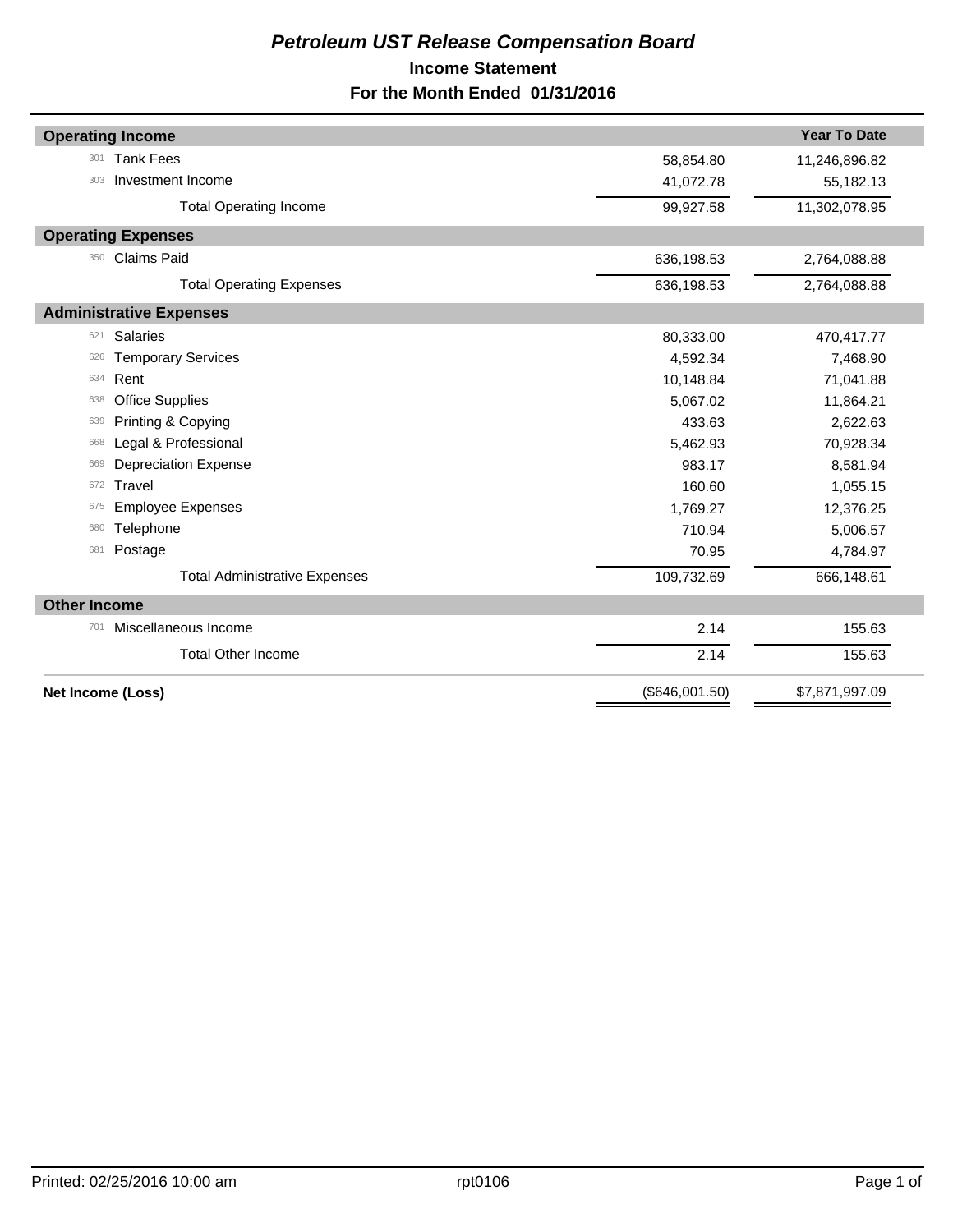# *Petroleum UST Release Compensation Board*

## Income Statement

## For the Month Ended 01/31/2016

| Account | Description | Current Month | Year To Date |
|---|---|---|---|
| **Operating Income** | | | |
| 301 | Tank Fees | 58,854.80 | 11,246,896.82 |
| 303 | Investment Income | 41,072.78 | 55,182.13 |
| | Total Operating Income | 99,927.58 | 11,302,078.95 |
| **Operating Expenses** | | | |
| 350 | Claims Paid | 636,198.53 | 2,764,088.88 |
| | Total Operating Expenses | 636,198.53 | 2,764,088.88 |
| **Administrative Expenses** | | | |
| 621 | Salaries | 80,333.00 | 470,417.77 |
| 626 | Temporary Services | 4,592.34 | 7,468.90 |
| 634 | Rent | 10,148.84 | 71,041.88 |
| 638 | Office Supplies | 5,067.02 | 11,864.21 |
| 639 | Printing & Copying | 433.63 | 2,622.63 |
| 668 | Legal & Professional | 5,462.93 | 70,928.34 |
| 669 | Depreciation Expense | 983.17 | 8,581.94 |
| 672 | Travel | 160.60 | 1,055.15 |
| 675 | Employee Expenses | 1,769.27 | 12,376.25 |
| 680 | Telephone | 710.94 | 5,006.57 |
| 681 | Postage | 70.95 | 4,784.97 |
| | Total Administrative Expenses | 109,732.69 | 666,148.61 |
| **Other Income** | | | |
| 701 | Miscellaneous Income | 2.14 | 155.63 |
| | Total Other Income | 2.14 | 155.63 |
| **Net Income (Loss)** | | ($646,001.50) | $7,871,997.09 |

Printed: 02/25/2016 10:00 am rpt0106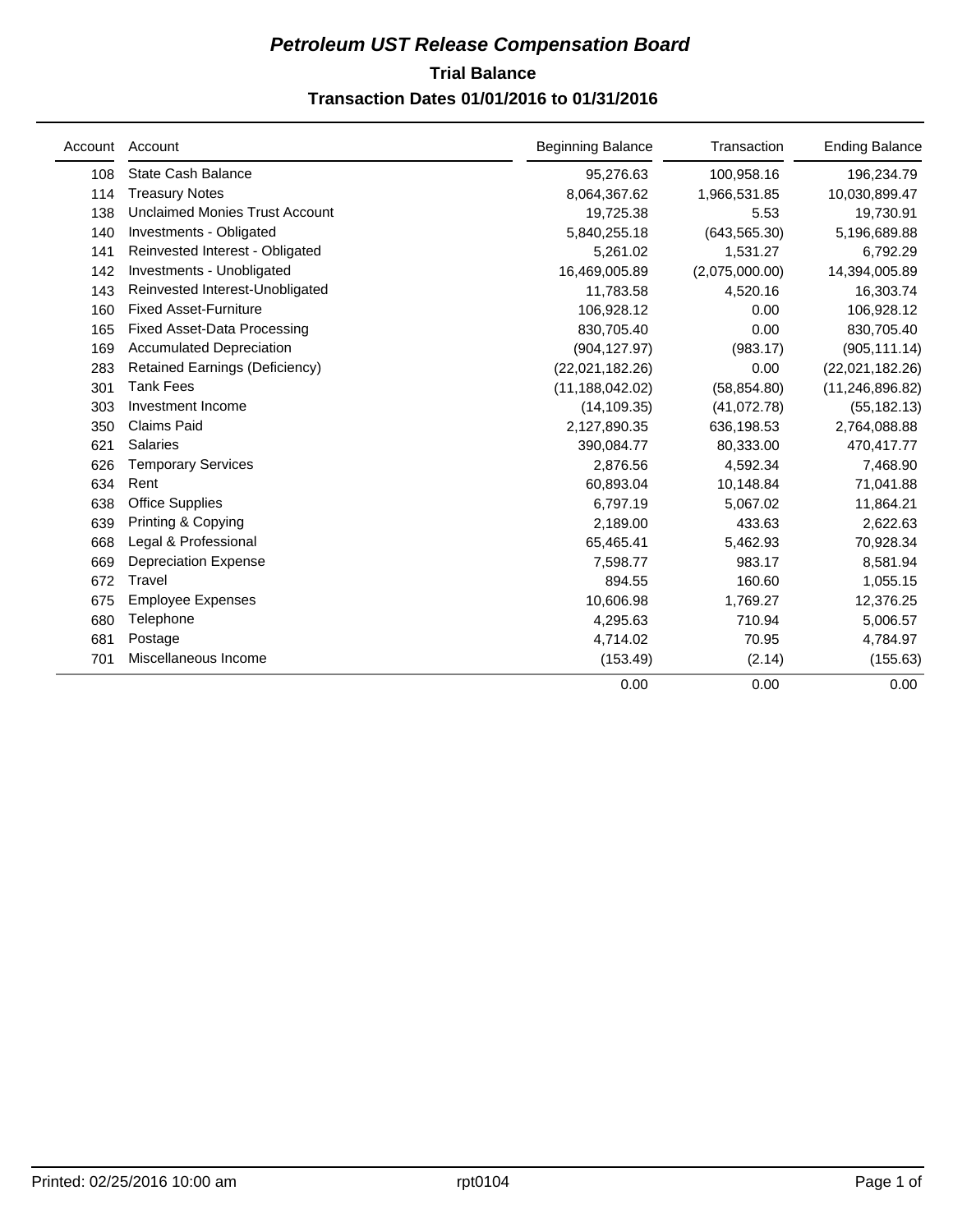# *Petroleum UST Release Compensation Board*

## Trial Balance

### Transaction Dates 01/01/2016 to 01/31/2016

| Account | Account | Beginning Balance | Transaction | Ending Balance |
|---|---|---|---|---|
| 108 | State Cash Balance | 95,276.63 | 100,958.16 | 196,234.79 |
| 114 | Treasury Notes | 8,064,367.62 | 1,966,531.85 | 10,030,899.47 |
| 138 | Unclaimed Monies Trust Account | 19,725.38 | 5.53 | 19,730.91 |
| 140 | Investments - Obligated | 5,840,255.18 | (643,565.30) | 5,196,689.88 |
| 141 | Reinvested Interest - Obligated | 5,261.02 | 1,531.27 | 6,792.29 |
| 142 | Investments - Unobligated | 16,469,005.89 | (2,075,000.00) | 14,394,005.89 |
| 143 | Reinvested Interest-Unobligated | 11,783.58 | 4,520.16 | 16,303.74 |
| 160 | Fixed Asset-Furniture | 106,928.12 | 0.00 | 106,928.12 |
| 165 | Fixed Asset-Data Processing | 830,705.40 | 0.00 | 830,705.40 |
| 169 | Accumulated Depreciation | (904,127.97) | (983.17) | (905,111.14) |
| 283 | Retained Earnings (Deficiency) | (22,021,182.26) | 0.00 | (22,021,182.26) |
| 301 | Tank Fees | (11,188,042.02) | (58,854.80) | (11,246,896.82) |
| 303 | Investment Income | (14,109.35) | (41,072.78) | (55,182.13) |
| 350 | Claims Paid | 2,127,890.35 | 636,198.53 | 2,764,088.88 |
| 621 | Salaries | 390,084.77 | 80,333.00 | 470,417.77 |
| 626 | Temporary Services | 2,876.56 | 4,592.34 | 7,468.90 |
| 634 | Rent | 60,893.04 | 10,148.84 | 71,041.88 |
| 638 | Office Supplies | 6,797.19 | 5,067.02 | 11,864.21 |
| 639 | Printing & Copying | 2,189.00 | 433.63 | 2,622.63 |
| 668 | Legal & Professional | 65,465.41 | 5,462.93 | 70,928.34 |
| 669 | Depreciation Expense | 7,598.77 | 983.17 | 8,581.94 |
| 672 | Travel | 894.55 | 160.60 | 1,055.15 |
| 675 | Employee Expenses | 10,606.98 | 1,769.27 | 12,376.25 |
| 680 | Telephone | 4,295.63 | 710.94 | 5,006.57 |
| 681 | Postage | 4,714.02 | 70.95 | 4,784.97 |
| 701 | Miscellaneous Income | (153.49) | (2.14) | (155.63) |
| | | 0.00 | 0.00 | 0.00 |

Printed: 02/25/2016 10:00 am rpt0104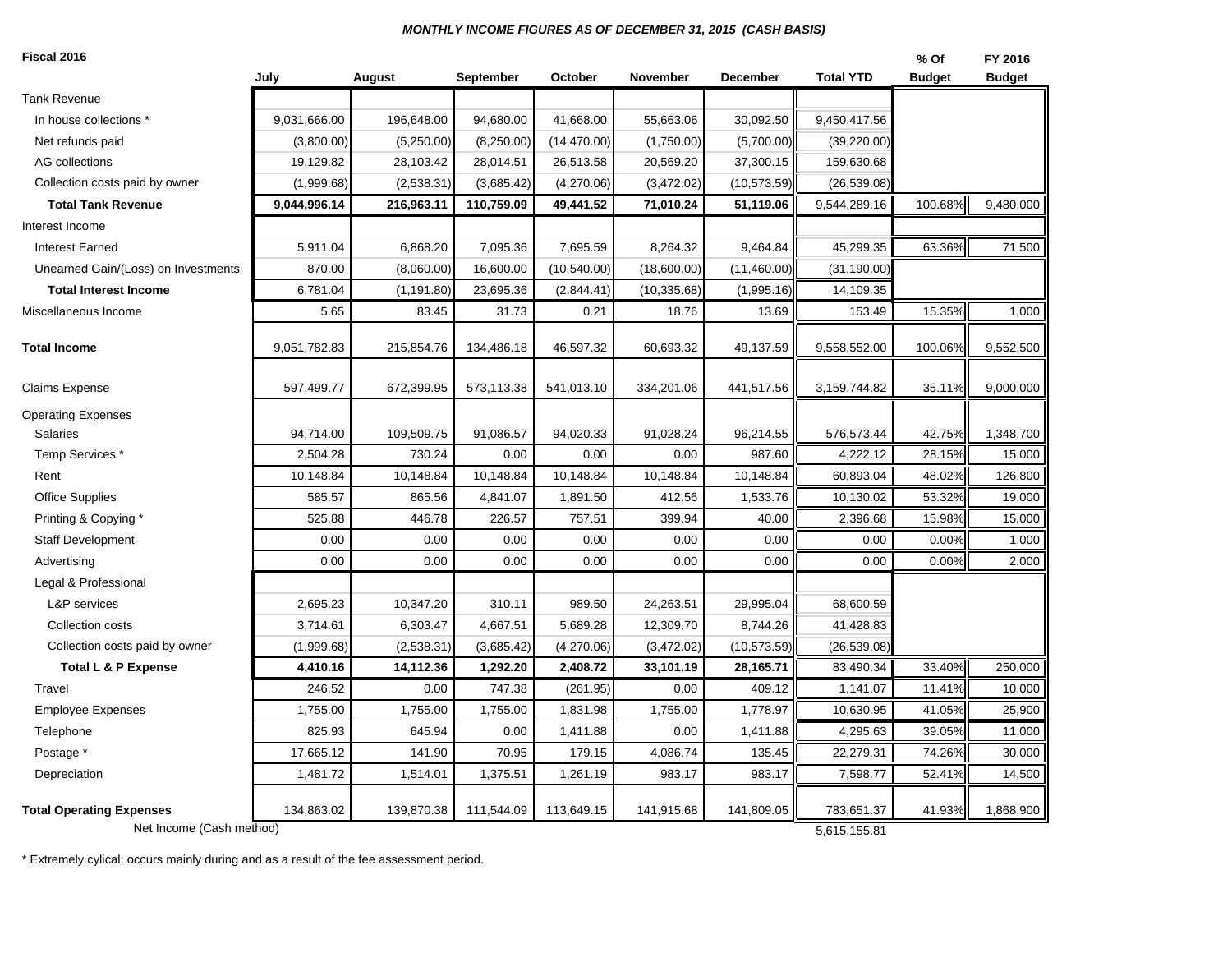***MONTHLY INCOME FIGURES AS OF DECEMBER 31, 2015 (CASH BASIS)***

| **Fiscal 2016** | **July** | **August** | **September** | **October** | **November** | **December** | **Total YTD** | **% Of Budget** | **FY 2016 Budget** |
|---|---|---|---|---|---|---|---|---|---|
| Tank Revenue | | | | | | | | | |
| In house collections * | 9,031,666.00 | 196,648.00 | 94,680.00 | 41,668.00 | 55,663.06 | 30,092.50 | 9,450,417.56 | | |
| Net refunds paid | (3,800.00) | (5,250.00) | (8,250.00) | (14,470.00) | (1,750.00) | (5,700.00) | (39,220.00) | | |
| AG collections | 19,129.82 | 28,103.42 | 28,014.51 | 26,513.58 | 20,569.20 | 37,300.15 | 159,630.68 | | |
| Collection costs paid by owner | (1,999.68) | (2,538.31) | (3,685.42) | (4,270.06) | (3,472.02) | (10,573.59) | (26,539.08) | | |
| **Total Tank Revenue** | **9,044,996.14** | **216,963.11** | **110,759.09** | **49,441.52** | **71,010.24** | **51,119.06** | 9,544,289.16 | 100.68% | 9,480,000 |
| Interest Income | | | | | | | | | |
| Interest Earned | 5,911.04 | 6,868.20 | 7,095.36 | 7,695.59 | 8,264.32 | 9,464.84 | 45,299.35 | 63.36% | 71,500 |
| Unearned Gain/(Loss) on Investments | 870.00 | (8,060.00) | 16,600.00 | (10,540.00) | (18,600.00) | (11,460.00) | (31,190.00) | | |
| **Total Interest Income** | 6,781.04 | (1,191.80) | 23,695.36 | (2,844.41) | (10,335.68) | (1,995.16) | 14,109.35 | | |
| Miscellaneous Income | 5.65 | 83.45 | 31.73 | 0.21 | 18.76 | 13.69 | 153.49 | 15.35% | 1,000 |
| **Total Income** | 9,051,782.83 | 215,854.76 | 134,486.18 | 46,597.32 | 60,693.32 | 49,137.59 | 9,558,552.00 | 100.06% | 9,552,500 |
| Claims Expense | 597,499.77 | 672,399.95 | 573,113.38 | 541,013.10 | 334,201.06 | 441,517.56 | 3,159,744.82 | 35.11% | 9,000,000 |
| Operating Expenses | | | | | | | | | |
| Salaries | 94,714.00 | 109,509.75 | 91,086.57 | 94,020.33 | 91,028.24 | 96,214.55 | 576,573.44 | 42.75% | 1,348,700 |
| Temp Services * | 2,504.28 | 730.24 | 0.00 | 0.00 | 0.00 | 987.60 | 4,222.12 | 28.15% | 15,000 |
| Rent | 10,148.84 | 10,148.84 | 10,148.84 | 10,148.84 | 10,148.84 | 10,148.84 | 60,893.04 | 48.02% | 126,800 |
| Office Supplies | 585.57 | 865.56 | 4,841.07 | 1,891.50 | 412.56 | 1,533.76 | 10,130.02 | 53.32% | 19,000 |
| Printing & Copying * | 525.88 | 446.78 | 226.57 | 757.51 | 399.94 | 40.00 | 2,396.68 | 15.98% | 15,000 |
| Staff Development | 0.00 | 0.00 | 0.00 | 0.00 | 0.00 | 0.00 | 0.00 | 0.00% | 1,000 |
| Advertising | 0.00 | 0.00 | 0.00 | 0.00 | 0.00 | 0.00 | 0.00 | 0.00% | 2,000 |
| Legal & Professional | | | | | | | | | |
| L&P services | 2,695.23 | 10,347.20 | 310.11 | 989.50 | 24,263.51 | 29,995.04 | 68,600.59 | | |
| Collection costs | 3,714.61 | 6,303.47 | 4,667.51 | 5,689.28 | 12,309.70 | 8,744.26 | 41,428.83 | | |
| Collection costs paid by owner | (1,999.68) | (2,538.31) | (3,685.42) | (4,270.06) | (3,472.02) | (10,573.59) | (26,539.08) | | |
| **Total L & P Expense** | **4,410.16** | **14,112.36** | **1,292.20** | **2,408.72** | **33,101.19** | **28,165.71** | 83,490.34 | 33.40% | 250,000 |
| Travel | 246.52 | 0.00 | 747.38 | (261.95) | 0.00 | 409.12 | 1,141.07 | 11.41% | 10,000 |
| Employee Expenses | 1,755.00 | 1,755.00 | 1,755.00 | 1,831.98 | 1,755.00 | 1,778.97 | 10,630.95 | 41.05% | 25,900 |
| Telephone | 825.93 | 645.94 | 0.00 | 1,411.88 | 0.00 | 1,411.88 | 4,295.63 | 39.05% | 11,000 |
| Postage * | 17,665.12 | 141.90 | 70.95 | 179.15 | 4,086.74 | 135.45 | 22,279.31 | 74.26% | 30,000 |
| Depreciation | 1,481.72 | 1,514.01 | 1,375.51 | 1,261.19 | 983.17 | 983.17 | 7,598.77 | 52.41% | 14,500 |
| **Total Operating Expenses** | 134,863.02 | 139,870.38 | 111,544.09 | 113,649.15 | 141,915.68 | 141,809.05 | 783,651.37 | 41.93% | 1,868,900 |
| Net Income (Cash method) | | | | | | | 5,615,155.81 | | |

\* Extremely cylical; occurs mainly during and as a result of the fee assessment period.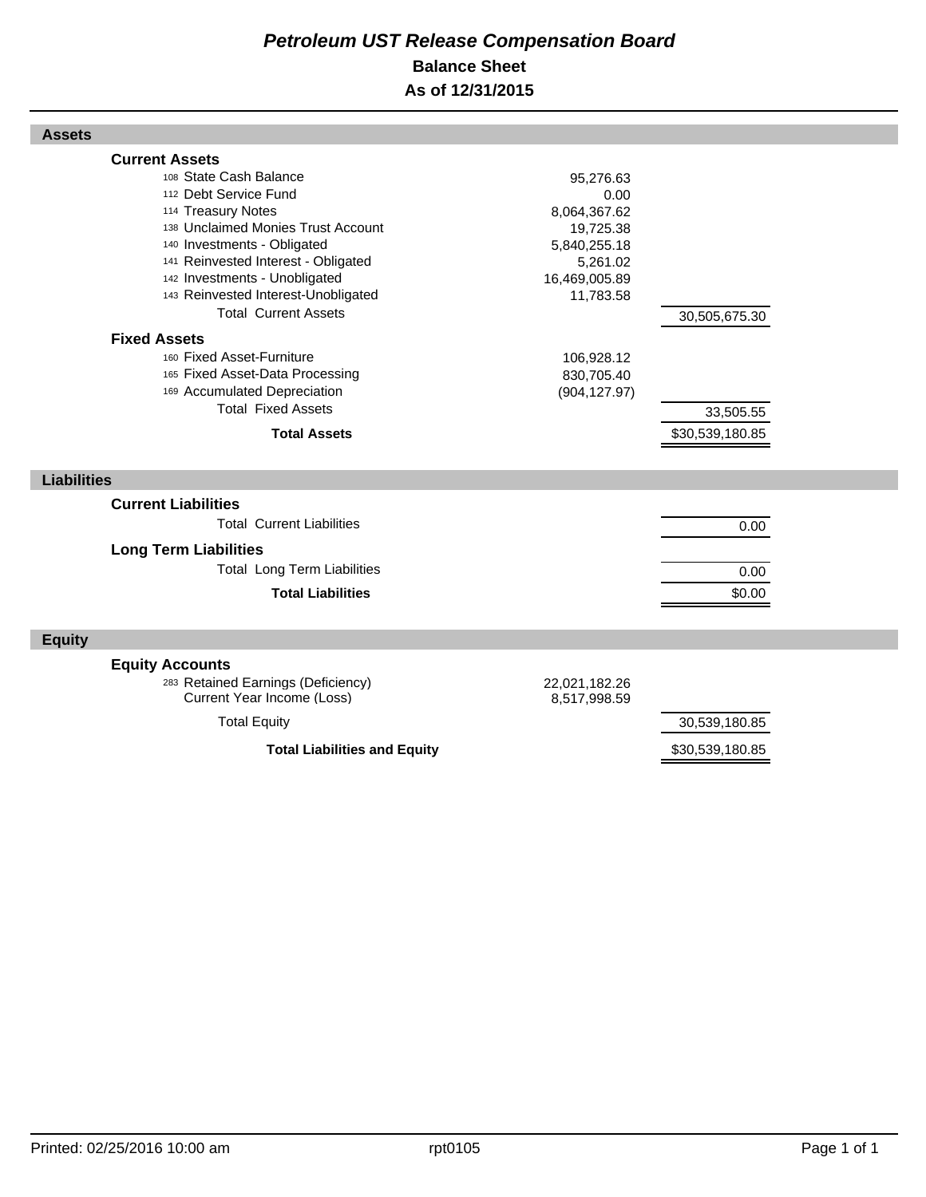# *Petroleum UST Release Compensation Board*

## Balance Sheet

## As of 12/31/2015

### Assets

| | | |
|---|---|---|
| **Current Assets** | | |
| 108 State Cash Balance | 95,276.63 | |
| 112 Debt Service Fund | 0.00 | |
| 114 Treasury Notes | 8,064,367.62 | |
| 138 Unclaimed Monies Trust Account | 19,725.38 | |
| 140 Investments - Obligated | 5,840,255.18 | |
| 141 Reinvested Interest - Obligated | 5,261.02 | |
| 142 Investments - Unobligated | 16,469,005.89 | |
| 143 Reinvested Interest-Unobligated | 11,783.58 | |
| Total Current Assets | | 30,505,675.30 |
| **Fixed Assets** | | |
| 160 Fixed Asset-Furniture | 106,928.12 | |
| 165 Fixed Asset-Data Processing | 830,705.40 | |
| 169 Accumulated Depreciation | (904,127.97) | |
| Total Fixed Assets | | 33,505.55 |
| **Total Assets** | | $30,539,180.85 |

### Liabilities

| | | |
|---|---|---|
| **Current Liabilities** | | |
| Total Current Liabilities | | 0.00 |
| **Long Term Liabilities** | | |
| Total Long Term Liabilities | | 0.00 |
| **Total Liabilities** | | $0.00 |

### Equity

| | | |
|---|---|---|
| **Equity Accounts** | | |
| 283 Retained Earnings (Deficiency) | 22,021,182.26 | |
| Current Year Income (Loss) | 8,517,998.59 | |
| Total Equity | | 30,539,180.85 |
| **Total Liabilities and Equity** | | $30,539,180.85 |

Printed: 02/25/2016 10:00 am rpt0105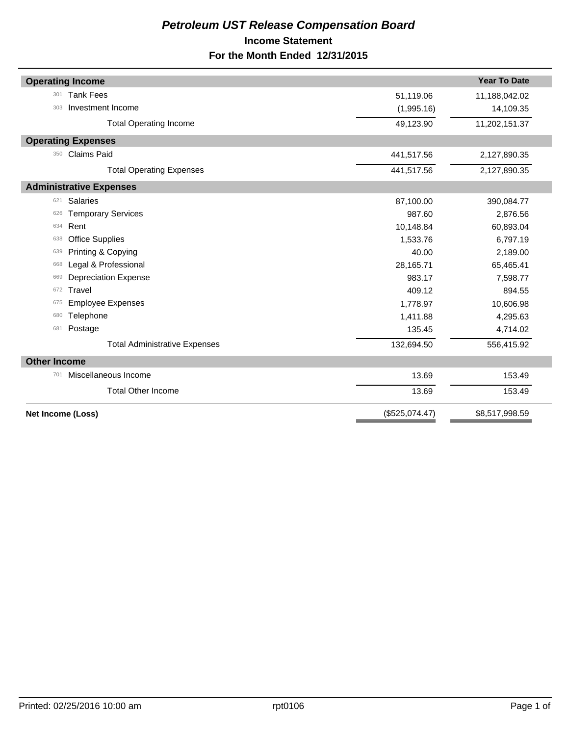# *Petroleum UST Release Compensation Board*

## Income Statement

## For the Month Ended 12/31/2015

| | | | Year To Date |
|---|---|---|---|
| **Operating Income** | | | |
| 301 | Tank Fees | 51,119.06 | 11,188,042.02 |
| 303 | Investment Income | (1,995.16) | 14,109.35 |
| | Total Operating Income | 49,123.90 | 11,202,151.37 |
| **Operating Expenses** | | | |
| 350 | Claims Paid | 441,517.56 | 2,127,890.35 |
| | Total Operating Expenses | 441,517.56 | 2,127,890.35 |
| **Administrative Expenses** | | | |
| 621 | Salaries | 87,100.00 | 390,084.77 |
| 626 | Temporary Services | 987.60 | 2,876.56 |
| 634 | Rent | 10,148.84 | 60,893.04 |
| 638 | Office Supplies | 1,533.76 | 6,797.19 |
| 639 | Printing & Copying | 40.00 | 2,189.00 |
| 668 | Legal & Professional | 28,165.71 | 65,465.41 |
| 669 | Depreciation Expense | 983.17 | 7,598.77 |
| 672 | Travel | 409.12 | 894.55 |
| 675 | Employee Expenses | 1,778.97 | 10,606.98 |
| 680 | Telephone | 1,411.88 | 4,295.63 |
| 681 | Postage | 135.45 | 4,714.02 |
| | Total Administrative Expenses | 132,694.50 | 556,415.92 |
| **Other Income** | | | |
| 701 | Miscellaneous Income | 13.69 | 153.49 |
| | Total Other Income | 13.69 | 153.49 |
| **Net Income (Loss)** | | ($525,074.47) | $8,517,998.59 |

Printed: 02/25/2016 10:00 am | rpt0106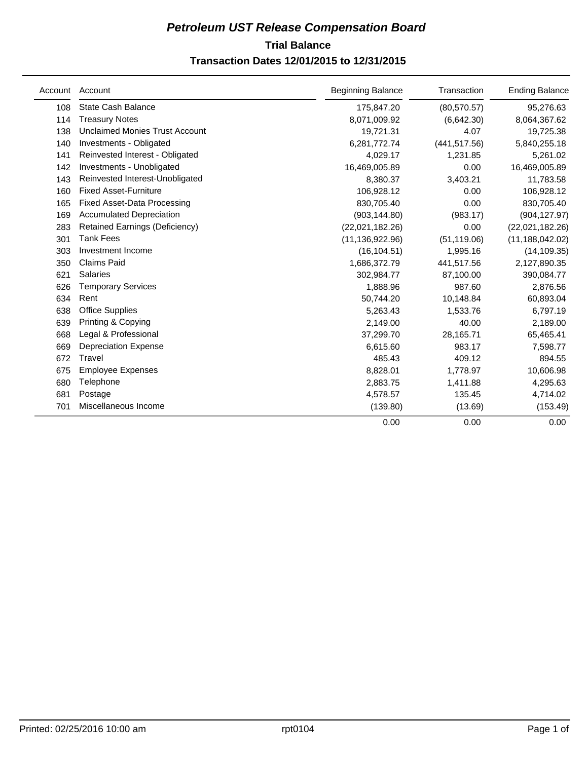# Petroleum UST Release Compensation Board

## Trial Balance

### Transaction Dates 12/01/2015 to 12/31/2015

| Account | Account | Beginning Balance | Transaction | Ending Balance |
|---|---|---|---|---|
| 108 | State Cash Balance | 175,847.20 | (80,570.57) | 95,276.63 |
| 114 | Treasury Notes | 8,071,009.92 | (6,642.30) | 8,064,367.62 |
| 138 | Unclaimed Monies Trust Account | 19,721.31 | 4.07 | 19,725.38 |
| 140 | Investments - Obligated | 6,281,772.74 | (441,517.56) | 5,840,255.18 |
| 141 | Reinvested Interest - Obligated | 4,029.17 | 1,231.85 | 5,261.02 |
| 142 | Investments - Unobligated | 16,469,005.89 | 0.00 | 16,469,005.89 |
| 143 | Reinvested Interest-Unobligated | 8,380.37 | 3,403.21 | 11,783.58 |
| 160 | Fixed Asset-Furniture | 106,928.12 | 0.00 | 106,928.12 |
| 165 | Fixed Asset-Data Processing | 830,705.40 | 0.00 | 830,705.40 |
| 169 | Accumulated Depreciation | (903,144.80) | (983.17) | (904,127.97) |
| 283 | Retained Earnings (Deficiency) | (22,021,182.26) | 0.00 | (22,021,182.26) |
| 301 | Tank Fees | (11,136,922.96) | (51,119.06) | (11,188,042.02) |
| 303 | Investment Income | (16,104.51) | 1,995.16 | (14,109.35) |
| 350 | Claims Paid | 1,686,372.79 | 441,517.56 | 2,127,890.35 |
| 621 | Salaries | 302,984.77 | 87,100.00 | 390,084.77 |
| 626 | Temporary Services | 1,888.96 | 987.60 | 2,876.56 |
| 634 | Rent | 50,744.20 | 10,148.84 | 60,893.04 |
| 638 | Office Supplies | 5,263.43 | 1,533.76 | 6,797.19 |
| 639 | Printing & Copying | 2,149.00 | 40.00 | 2,189.00 |
| 668 | Legal & Professional | 37,299.70 | 28,165.71 | 65,465.41 |
| 669 | Depreciation Expense | 6,615.60 | 983.17 | 7,598.77 |
| 672 | Travel | 485.43 | 409.12 | 894.55 |
| 675 | Employee Expenses | 8,828.01 | 1,778.97 | 10,606.98 |
| 680 | Telephone | 2,883.75 | 1,411.88 | 4,295.63 |
| 681 | Postage | 4,578.57 | 135.45 | 4,714.02 |
| 701 | Miscellaneous Income | (139.80) | (13.69) | (153.49) |
| | | 0.00 | 0.00 | 0.00 |

Printed: 02/25/2016 10:00 am rpt0104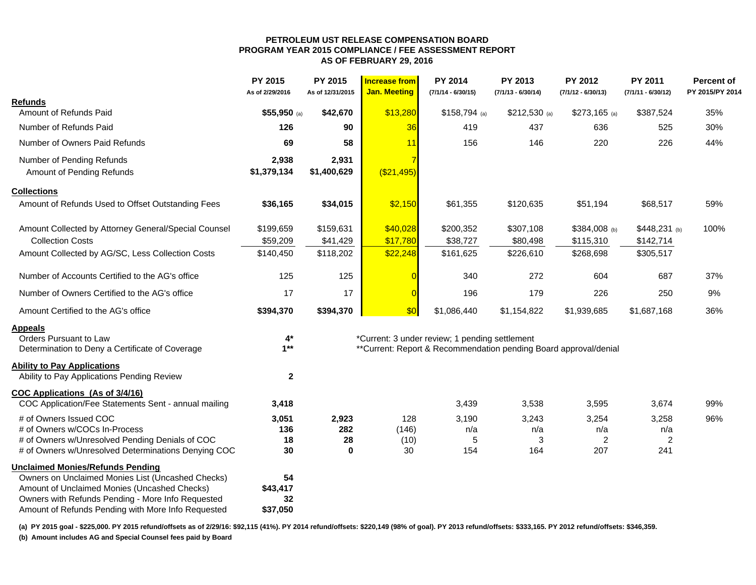# PETROLEUM UST RELEASE COMPENSATION BOARD
## PROGRAM YEAR 2015 COMPLIANCE / FEE ASSESSMENT REPORT
### AS OF FEBRUARY 29, 2016

| | PY 2015 As of 2/29/2016 | PY 2015 As of 12/31/2015 | Increase from Jan. Meeting | PY 2014 (7/1/14 - 6/30/15) | PY 2013 (7/1/13 - 6/30/14) | PY 2012 (7/1/12 - 6/30/13) | PY 2011 (7/1/11 - 6/30/12) | Percent of PY 2015/PY 2014 |
|---|---|---|---|---|---|---|---|---|
| **Refunds** | | | | | | | | |
| Amount of Refunds Paid | **$55,950** (a) | **$42,670** | $13,280 | $158,794 (a) | $212,530 (a) | $273,165 (a) | $387,524 | 35% |
| Number of Refunds Paid | **126** | **90** | 36 | 419 | 437 | 636 | 525 | 30% |
| Number of Owners Paid Refunds | **69** | **58** | 11 | 156 | 146 | 220 | 226 | 44% |
| Number of Pending Refunds | **2,938** | **2,931** | 7 | | | | | |
| Amount of Pending Refunds | **$1,379,134** | **$1,400,629** | ($21,495) | | | | | |
| **Collections** | | | | | | | | |
| Amount of Refunds Used to Offset Outstanding Fees | **$36,165** | **$34,015** | $2,150 | $61,355 | $120,635 | $51,194 | $68,517 | 59% |
| Amount Collected by Attorney General/Special Counsel | $199,659 | $159,631 | $40,028 | $200,352 | $307,108 | $384,008 (b) | $448,231 (b) | 100% |
| Collection Costs | $59,209 | $41,429 | $17,780 | $38,727 | $80,498 | $115,310 | $142,714 | |
| Amount Collected by AG/SC, Less Collection Costs | $140,450 | $118,202 | $22,248 | $161,625 | $226,610 | $268,698 | $305,517 | |
| Number of Accounts Certified to the AG's office | 125 | 125 | 0 | 340 | 272 | 604 | 687 | 37% |
| Number of Owners Certified to the AG's office | 17 | 17 | 0 | 196 | 179 | 226 | 250 | 9% |
| Amount Certified to the AG's office | **$394,370** | **$394,370** | $0 | $1,086,440 | $1,154,822 | $1,939,685 | $1,687,168 | 36% |
| **Appeals** | | | | | | | | |
| Orders Pursuant to Law | **4*** | | *Current: 3 under review; 1 pending settlement | | | | | |
| Determination to Deny a Certificate of Coverage | **1**** | | **Current: Report & Recommendation pending Board approval/denial | | | | | |
| **Ability to Pay Applications** | | | | | | | | |
| Ability to Pay Applications Pending Review | **2** | | | | | | | |
| **COC Applications (As of 3/4/16)** | | | | | | | | |
| COC Application/Fee Statements Sent - annual mailing | **3,418** | | | 3,439 | 3,538 | 3,595 | 3,674 | 99% |
| # of Owners Issued COC | **3,051** | **2,923** | 128 | 3,190 | 3,243 | 3,254 | 3,258 | 96% |
| # of Owners w/COCs In-Process | **136** | **282** | (146) | n/a | n/a | n/a | n/a | |
| # of Owners w/Unresolved Pending Denials of COC | **18** | **28** | (10) | 5 | 3 | 2 | 2 | |
| # of Owners w/Unresolved Determinations Denying COC | **30** | **0** | 30 | 154 | 164 | 207 | 241 | |
| **Unclaimed Monies/Refunds Pending** | | | | | | | | |
| Owners on Unclaimed Monies List (Uncashed Checks) | **54** | | | | | | | |
| Amount of Unclaimed Monies (Uncashed Checks) | **$43,417** | | | | | | | |
| Owners with Refunds Pending - More Info Requested | **32** | | | | | | | |
| Amount of Refunds Pending with More Info Requested | **$37,050** | | | | | | | |

**(a) PY 2015 goal - $225,000. PY 2015 refund/offsets as of 2/29/16: $92,115 (41%). PY 2014 refund/offsets: $220,149 (98% of goal). PY 2013 refund/offsets: $333,165. PY 2012 refund/offsets: $346,359.**

**(b) Amount includes AG and Special Counsel fees paid by Board**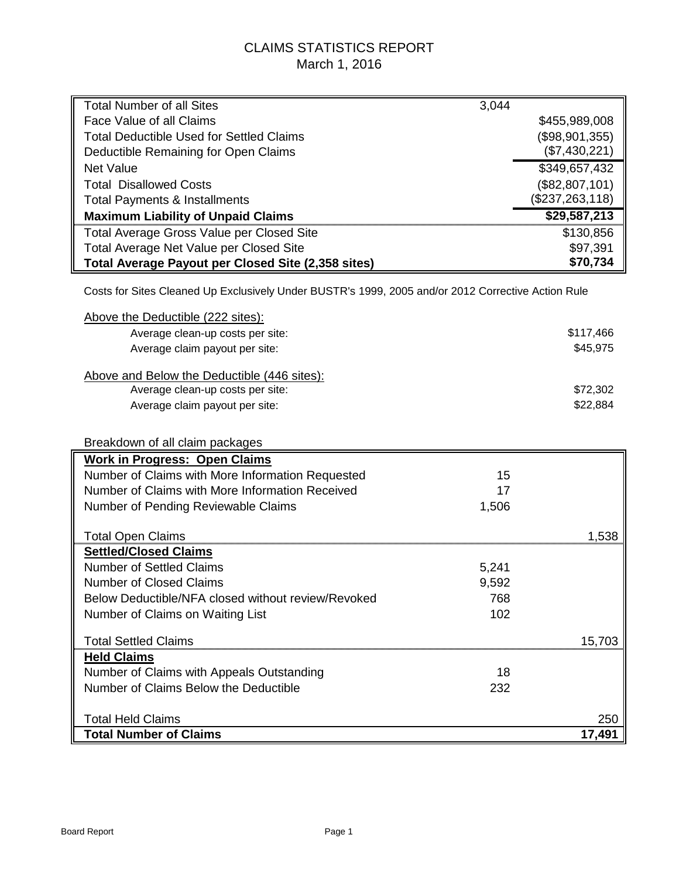# CLAIMS STATISTICS REPORT

March 1, 2016

| | | |
|---|---|---|
| Total Number of all Sites | 3,044 | |
| Face Value of all Claims | | $455,989,008 |
| Total Deductible Used for Settled Claims | | ($98,901,355) |
| Deductible Remaining for Open Claims | | ($7,430,221) |
| Net Value | | $349,657,432 |
| Total Disallowed Costs | | ($82,807,101) |
| Total Payments & Installments | | ($237,263,118) |
| **Maximum Liability of Unpaid Claims** | | **$29,587,213** |
| Total Average Gross Value per Closed Site | | $130,856 |
| Total Average Net Value per Closed Site | | $97,391 |
| **Total Average Payout per Closed Site (2,358 sites)** | | **$70,734** |

Costs for Sites Cleaned Up Exclusively Under BUSTR's 1999, 2005 and/or 2012 Corrective Action Rule

Above the Deductible (222 sites):

| | |
|---|---|
| Average clean-up costs per site: | $117,466 |
| Average claim payout per site: | $45,975 |

Above and Below the Deductible (446 sites):

| | |
|---|---|
| Average clean-up costs per site: | $72,302 |
| Average claim payout per site: | $22,884 |

Breakdown of all claim packages

| | | |
|---|---|---|
| **Work in Progress: Open Claims** | | |
| Number of Claims with More Information Requested | 15 | |
| Number of Claims with More Information Received | 17 | |
| Number of Pending Reviewable Claims | 1,506 | |
| Total Open Claims | | 1,538 |
| **Settled/Closed Claims** | | |
| Number of Settled Claims | 5,241 | |
| Number of Closed Claims | 9,592 | |
| Below Deductible/NFA closed without review/Revoked | 768 | |
| Number of Claims on Waiting List | 102 | |
| Total Settled Claims | | 15,703 |
| **Held Claims** | | |
| Number of Claims with Appeals Outstanding | 18 | |
| Number of Claims Below the Deductible | 232 | |
| Total Held Claims | | 250 |
| **Total Number of Claims** | | **17,491** |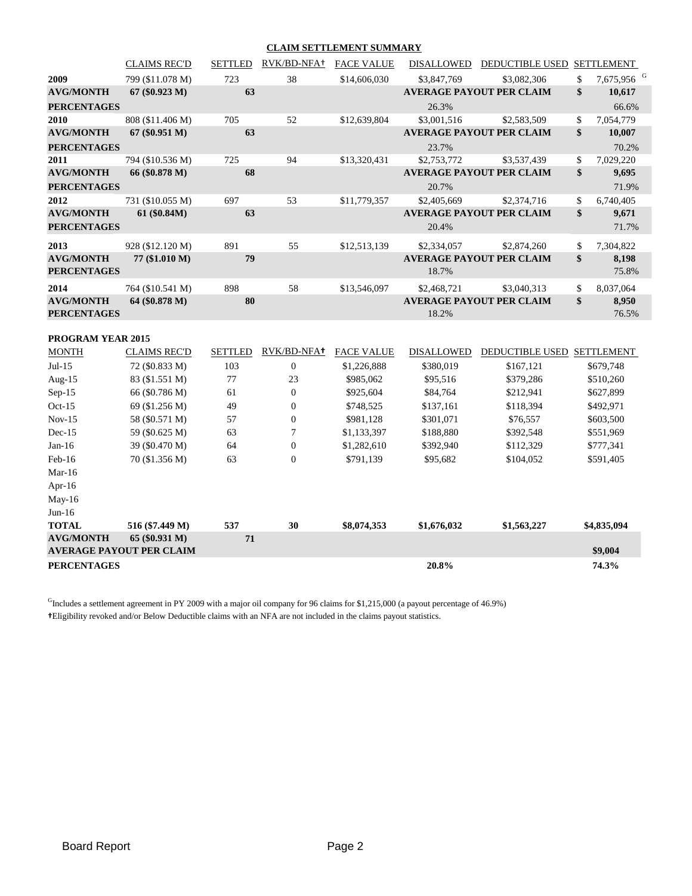## CLAIM SETTLEMENT SUMMARY

| | CLAIMS REC'D | SETTLED | RVK/BD-NFA† | FACE VALUE | DISALLOWED | DEDUCTIBLE USED | SETTLEMENT |
|---|---|---|---|---|---|---|---|
| **2009** | 799 ($11.078 M) | 723 | 38 | $14,606,030 | $3,847,769 | $3,082,306 | $ 7,675,956 [G] |
| **AVG/MONTH** | **67 ($0.923 M)** | **63** | | | **AVERAGE PAYOUT PER CLAIM** | | **$ 10,617** |
| **PERCENTAGES** | | | | | 26.3% | | 66.6% |
| **2010** | 808 ($11.406 M) | 705 | 52 | $12,639,804 | $3,001,516 | $2,583,509 | $ 7,054,779 |
| **AVG/MONTH** | **67 ($0.951 M)** | **63** | | | **AVERAGE PAYOUT PER CLAIM** | | **$ 10,007** |
| **PERCENTAGES** | | | | | 23.7% | | 70.2% |
| **2011** | 794 ($10.536 M) | 725 | 94 | $13,320,431 | $2,753,772 | $3,537,439 | $ 7,029,220 |
| **AVG/MONTH** | **66 ($0.878 M)** | **68** | | | **AVERAGE PAYOUT PER CLAIM** | | **$ 9,695** |
| **PERCENTAGES** | | | | | 20.7% | | 71.9% |
| **2012** | 731 ($10.055 M) | 697 | 53 | $11,779,357 | $2,405,669 | $2,374,716 | $ 6,740,405 |
| **AVG/MONTH** | **61 ($0.84M)** | **63** | | | **AVERAGE PAYOUT PER CLAIM** | | **$ 9,671** |
| **PERCENTAGES** | | | | | 20.4% | | 71.7% |
| **2013** | 928 ($12.120 M) | 891 | 55 | $12,513,139 | $2,334,057 | $2,874,260 | $ 7,304,822 |
| **AVG/MONTH** | **77 ($1.010 M)** | **79** | | | **AVERAGE PAYOUT PER CLAIM** | | **$ 8,198** |
| **PERCENTAGES** | | | | | 18.7% | | 75.8% |
| **2014** | 764 ($10.541 M) | 898 | 58 | $13,546,097 | $2,468,721 | $3,040,313 | $ 8,037,064 |
| **AVG/MONTH** | **64 ($0.878 M)** | **80** | | | **AVERAGE PAYOUT PER CLAIM** | | **$ 8,950** |
| **PERCENTAGES** | | | | | 18.2% | | 76.5% |

**PROGRAM YEAR 2015**

| MONTH | CLAIMS REC'D | SETTLED | RVK/BD-NFA† | FACE VALUE | DISALLOWED | DEDUCTIBLE USED | SETTLEMENT |
|---|---|---|---|---|---|---|---|
| Jul-15 | 72 ($0.833 M) | 103 | 0 | $1,226,888 | $380,019 | $167,121 | $679,748 |
| Aug-15 | 83 ($1.551 M) | 77 | 23 | $985,062 | $95,516 | $379,286 | $510,260 |
| Sep-15 | 66 ($0.786 M) | 61 | 0 | $925,604 | $84,764 | $212,941 | $627,899 |
| Oct-15 | 69 ($1.256 M) | 49 | 0 | $748,525 | $137,161 | $118,394 | $492,971 |
| Nov-15 | 58 ($0.571 M) | 57 | 0 | $981,128 | $301,071 | $76,557 | $603,500 |
| Dec-15 | 59 ($0.625 M) | 63 | 7 | $1,133,397 | $188,880 | $392,548 | $551,969 |
| Jan-16 | 39 ($0.470 M) | 64 | 0 | $1,282,610 | $392,940 | $112,329 | $777,341 |
| Feb-16 | 70 ($1.356 M) | 63 | 0 | $791,139 | $95,682 | $104,052 | $591,405 |
| Mar-16 | | | | | | | |
| Apr-16 | | | | | | | |
| May-16 | | | | | | | |
| Jun-16 | | | | | | | |
| **TOTAL** | **516 ($7.449 M)** | **537** | **30** | **$8,074,353** | **$1,676,032** | **$1,563,227** | **$4,835,094** |
| **AVG/MONTH** | **65 ($0.931 M)** | **71** | | | | | |
| **AVERAGE PAYOUT PER CLAIM** | | | | | | | **$9,004** |
| **PERCENTAGES** | | | | | **20.8%** | | **74.3%** |

[G] Includes a settlement agreement in PY 2009 with a major oil company for 96 claims for $1,215,000 (a payout percentage of 46.9%)

†Eligibility revoked and/or Below Deductible claims with an NFA are not included in the claims payout statistics.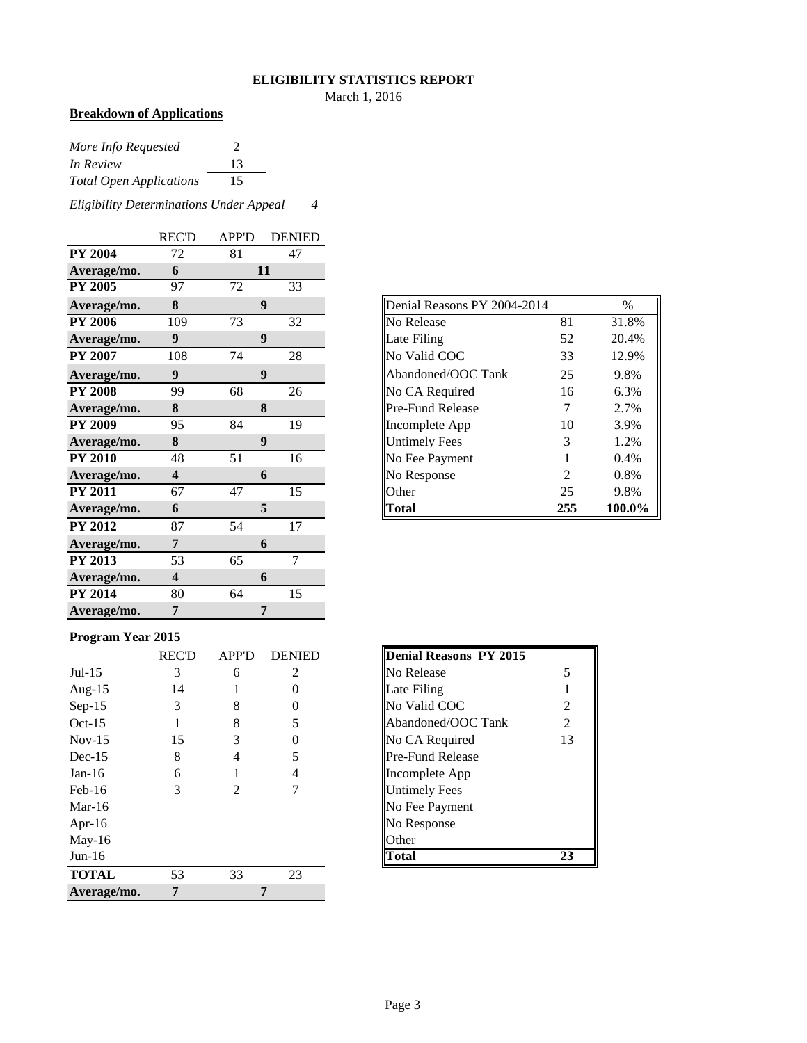**ELIGIBILITY STATISTICS REPORT**

March 1, 2016

**Breakdown of Applications**

| | |
|---|---|
| *More Info Requested* | 2 |
| *In Review* | 13 |
| *Total Open Applications* | 15 |

*Eligibility Determinations Under Appeal* 4

| | REC'D | APP'D | DENIED |
|---|---|---|---|
| **PY 2004** | 72 | 81 | 47 |
| **Average/mo.** | **6** | **11** | |
| **PY 2005** | 97 | 72 | 33 |
| **Average/mo.** | **8** | **9** | |
| **PY 2006** | 109 | 73 | 32 |
| **Average/mo.** | **9** | **9** | |
| **PY 2007** | 108 | 74 | 28 |
| **Average/mo.** | **9** | **9** | |
| **PY 2008** | 99 | 68 | 26 |
| **Average/mo.** | **8** | **8** | |
| **PY 2009** | 95 | 84 | 19 |
| **Average/mo.** | **8** | **9** | |
| **PY 2010** | 48 | 51 | 16 |
| **Average/mo.** | **4** | **6** | |
| **PY 2011** | 67 | 47 | 15 |
| **Average/mo.** | **6** | **5** | |
| **PY 2012** | 87 | 54 | 17 |
| **Average/mo.** | **7** | **6** | |
| **PY 2013** | 53 | 65 | 7 |
| **Average/mo.** | **4** | **6** | |
| **PY 2014** | 80 | 64 | 15 |
| **Average/mo.** | **7** | **7** | |

| Denial Reasons PY 2004-2014 | | % |
|---|---|---|
| No Release | 81 | 31.8% |
| Late Filing | 52 | 20.4% |
| No Valid COC | 33 | 12.9% |
| Abandoned/OOC Tank | 25 | 9.8% |
| No CA Required | 16 | 6.3% |
| Pre-Fund Release | 7 | 2.7% |
| Incomplete App | 10 | 3.9% |
| Untimely Fees | 3 | 1.2% |
| No Fee Payment | 1 | 0.4% |
| No Response | 2 | 0.8% |
| Other | 25 | 9.8% |
| **Total** | **255** | **100.0%** |

**Program Year 2015**

| | REC'D | APP'D | DENIED |
|---|---|---|---|
| Jul-15 | 3 | 6 | 2 |
| Aug-15 | 14 | 1 | 0 |
| Sep-15 | 3 | 8 | 0 |
| Oct-15 | 1 | 8 | 5 |
| Nov-15 | 15 | 3 | 0 |
| Dec-15 | 8 | 4 | 5 |
| Jan-16 | 6 | 1 | 4 |
| Feb-16 | 3 | 2 | 7 |
| Mar-16 | | | |
| Apr-16 | | | |
| May-16 | | | |
| Jun-16 | | | |
| **TOTAL** | 53 | 33 | 23 |
| **Average/mo.** | **7** | **7** | |

| **Denial Reasons PY 2015** | |
|---|---|
| No Release | 5 |
| Late Filing | 1 |
| No Valid COC | 2 |
| Abandoned/OOC Tank | 2 |
| No CA Required | 13 |
| Pre-Fund Release | |
| Incomplete App | |
| Untimely Fees | |
| No Fee Payment | |
| No Response | |
| Other | |
| **Total** | **23** |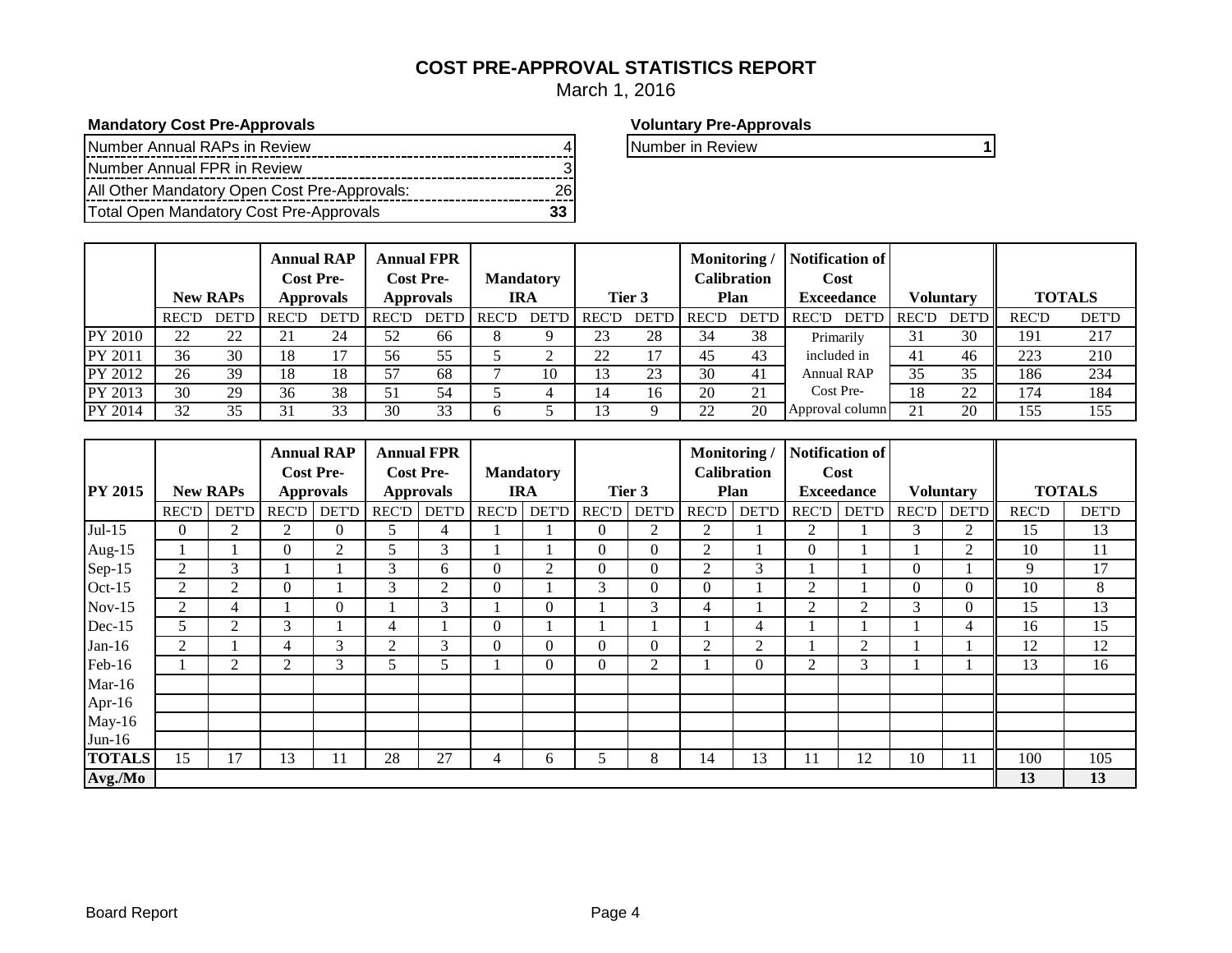# COST PRE-APPROVAL STATISTICS REPORT

March 1, 2016

**Mandatory Cost Pre-Approvals**

| | |
|---|---|
| Number Annual RAPs in Review | 4 |
| Number Annual FPR in Review | 3 |
| All Other Mandatory Open Cost Pre-Approvals: | 26 |
| Total Open Mandatory Cost Pre-Approvals | **33** |

**Voluntary Pre-Approvals**

| | |
|---|---|
| Number in Review | **1** |

| | New RAPs | | Annual RAP Cost Pre-Approvals | | Annual FPR Cost Pre-Approvals | | Mandatory IRA | | Tier 3 | | Monitoring / Calibration Plan | | Notification of Cost Exceedance | | Voluntary | | TOTALS | |
|---|---|---|---|---|---|---|---|---|---|---|---|---|---|---|---|---|---|---|
| | REC'D | DET'D | REC'D | DET'D | REC'D | DET'D | REC'D | DET'D | REC'D | DET'D | REC'D | DET'D | REC'D | DET'D | REC'D | DET'D | REC'D | DET'D |
| PY 2010 | 22 | 22 | 21 | 24 | 52 | 66 | 8 | 9 | 23 | 28 | 34 | 38 | Primarily included in Annual RAP Cost Pre-Approval column | | 31 | 30 | 191 | 217 |
| PY 2011 | 36 | 30 | 18 | 17 | 56 | 55 | 5 | 2 | 22 | 17 | 45 | 43 | | | 41 | 46 | 223 | 210 |
| PY 2012 | 26 | 39 | 18 | 18 | 57 | 68 | 7 | 10 | 13 | 23 | 30 | 41 | | | 35 | 35 | 186 | 234 |
| PY 2013 | 30 | 29 | 36 | 38 | 51 | 54 | 5 | 4 | 14 | 16 | 20 | 21 | | | 18 | 22 | 174 | 184 |
| PY 2014 | 32 | 35 | 31 | 33 | 30 | 33 | 6 | 5 | 13 | 9 | 22 | 20 | | | 21 | 20 | 155 | 155 |

| PY 2015 | New RAPs | | Annual RAP Cost Pre-Approvals | | Annual FPR Cost Pre-Approvals | | Mandatory IRA | | Tier 3 | | Monitoring / Calibration Plan | | Notification of Cost Exceedance | | Voluntary | | TOTALS | |
|---|---|---|---|---|---|---|---|---|---|---|---|---|---|---|---|---|---|---|
| | REC'D | DET'D | REC'D | DET'D | REC'D | DET'D | REC'D | DET'D | REC'D | DET'D | REC'D | DET'D | REC'D | DET'D | REC'D | DET'D | REC'D | DET'D |
| Jul-15 | 0 | 2 | 2 | 0 | 5 | 4 | 1 | 1 | 0 | 2 | 2 | 1 | 2 | 1 | 3 | 2 | 15 | 13 |
| Aug-15 | 1 | 1 | 0 | 2 | 5 | 3 | 1 | 1 | 0 | 0 | 2 | 1 | 0 | 1 | 1 | 2 | 10 | 11 |
| Sep-15 | 2 | 3 | 1 | 1 | 3 | 6 | 0 | 2 | 0 | 0 | 2 | 3 | 1 | 1 | 0 | 1 | 9 | 17 |
| Oct-15 | 2 | 2 | 0 | 1 | 3 | 2 | 0 | 1 | 3 | 0 | 0 | 1 | 2 | 1 | 0 | 0 | 10 | 8 |
| Nov-15 | 2 | 4 | 1 | 0 | 1 | 3 | 1 | 0 | 1 | 3 | 4 | 1 | 2 | 2 | 3 | 0 | 15 | 13 |
| Dec-15 | 5 | 2 | 3 | 1 | 4 | 1 | 0 | 1 | 1 | 1 | 1 | 4 | 1 | 1 | 1 | 4 | 16 | 15 |
| Jan-16 | 2 | 1 | 4 | 3 | 2 | 3 | 0 | 0 | 0 | 0 | 2 | 2 | 1 | 2 | 1 | 1 | 12 | 12 |
| Feb-16 | 1 | 2 | 2 | 3 | 5 | 5 | 1 | 0 | 0 | 2 | 1 | 0 | 2 | 3 | 1 | 1 | 13 | 16 |
| Mar-16 | | | | | | | | | | | | | | | | | | |
| Apr-16 | | | | | | | | | | | | | | | | | | |
| May-16 | | | | | | | | | | | | | | | | | | |
| Jun-16 | | | | | | | | | | | | | | | | | | |
| **TOTALS** | 15 | 17 | 13 | 11 | 28 | 27 | 4 | 6 | 5 | 8 | 14 | 13 | 11 | 12 | 10 | 11 | 100 | 105 |
| **Avg./Mo** | | | | | | | | | | | | | | | | | **13** | **13** |

Board Report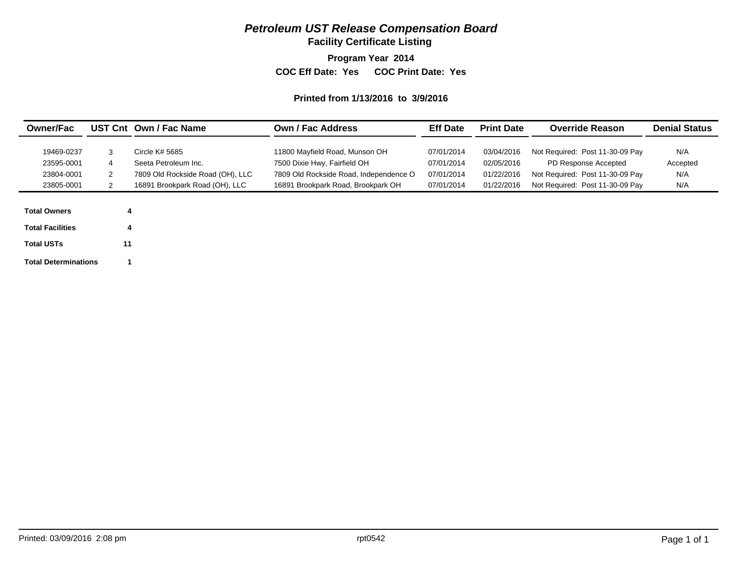# *Petroleum UST Release Compensation Board*

## Facility Certificate Listing

**Program Year 2014**

**COC Eff Date: Yes COC Print Date: Yes**

**Printed from 1/13/2016 to 3/9/2016**

| Owner/Fac | UST Cnt | Own / Fac Name | Own / Fac Address | Eff Date | Print Date | Override Reason | Denial Status |
|---|---|---|---|---|---|---|---|
| 19469-0237 | 3 | Circle K# 5685 | 11800 Mayfield Road, Munson OH | 07/01/2014 | 03/04/2016 | Not Required: Post 11-30-09 Pay | N/A |
| 23595-0001 | 4 | Seeta Petroleum Inc. | 7500 Dixie Hwy, Fairfield OH | 07/01/2014 | 02/05/2016 | PD Response Accepted | Accepted |
| 23804-0001 | 2 | 7809 Old Rockside Road (OH), LLC | 7809 Old Rockside Road, Independence O | 07/01/2014 | 01/22/2016 | Not Required: Post 11-30-09 Pay | N/A |
| 23805-0001 | 2 | 16891 Brookpark Road (OH), LLC | 16891 Brookpark Road, Brookpark OH | 07/01/2014 | 01/22/2016 | Not Required: Post 11-30-09 Pay | N/A |

**Total Owners** 4

**Total Facilities** 4

**Total USTs** 11

**Total Determinations** 1

Printed: 03/09/2016 2:08 pm rpt0542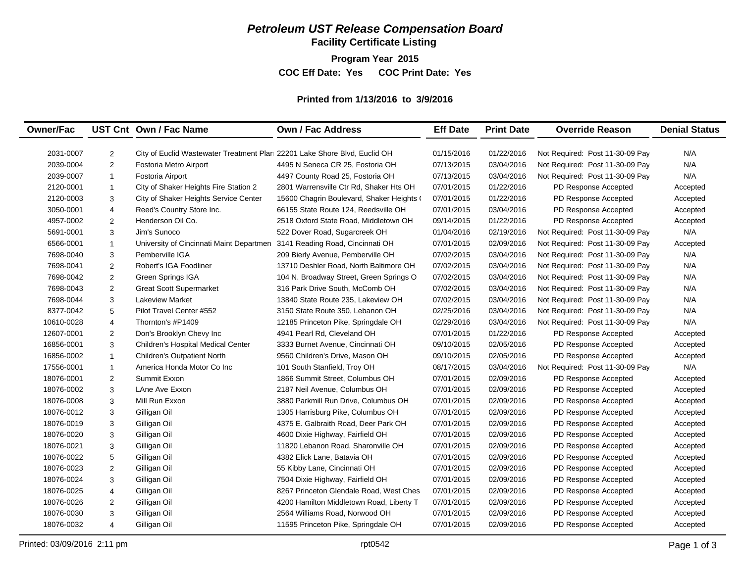# *Petroleum UST Release Compensation Board*

## Facility Certificate Listing

**Program Year 2015**

**COC Eff Date: Yes COC Print Date: Yes**

**Printed from 1/13/2016 to 3/9/2016**

| Owner/Fac | UST Cnt | Own / Fac Name | Own / Fac Address | Eff Date | Print Date | Override Reason | Denial Status |
|---|---|---|---|---|---|---|---|
| 2031-0007 | 2 | City of Euclid Wastewater Treatment Plan | 22201 Lake Shore Blvd, Euclid OH | 01/15/2016 | 01/22/2016 | Not Required: Post 11-30-09 Pay | N/A |
| 2039-0004 | 2 | Fostoria Metro Airport | 4495 N Seneca CR 25, Fostoria OH | 07/13/2015 | 03/04/2016 | Not Required: Post 11-30-09 Pay | N/A |
| 2039-0007 | 1 | Fostoria Airport | 4497 County Road 25, Fostoria OH | 07/13/2015 | 03/04/2016 | Not Required: Post 11-30-09 Pay | N/A |
| 2120-0001 | 1 | City of Shaker Heights Fire Station 2 | 2801 Warrensville Ctr Rd, Shaker Hts OH | 07/01/2015 | 01/22/2016 | PD Response Accepted | Accepted |
| 2120-0003 | 3 | City of Shaker Heights Service Center | 15600 Chagrin Boulevard, Shaker Heights ( | 07/01/2015 | 01/22/2016 | PD Response Accepted | Accepted |
| 3050-0001 | 4 | Reed's Country Store Inc. | 66155 State Route 124, Reedsville OH | 07/01/2015 | 03/04/2016 | PD Response Accepted | Accepted |
| 4957-0002 | 2 | Henderson Oil Co. | 2518 Oxford State Road, Middletown OH | 09/14/2015 | 01/22/2016 | PD Response Accepted | Accepted |
| 5691-0001 | 3 | Jim's Sunoco | 522 Dover Road, Sugarcreek OH | 01/04/2016 | 02/19/2016 | Not Required: Post 11-30-09 Pay | N/A |
| 6566-0001 | 1 | University of Cincinnati Maint Departmen | 3141 Reading Road, Cincinnati OH | 07/01/2015 | 02/09/2016 | Not Required: Post 11-30-09 Pay | Accepted |
| 7698-0040 | 3 | Pemberville IGA | 209 Bierly Avenue, Pemberville OH | 07/02/2015 | 03/04/2016 | Not Required: Post 11-30-09 Pay | N/A |
| 7698-0041 | 2 | Robert's IGA Foodliner | 13710 Deshler Road, North Baltimore OH | 07/02/2015 | 03/04/2016 | Not Required: Post 11-30-09 Pay | N/A |
| 7698-0042 | 2 | Green Springs IGA | 104 N. Broadway Street, Green Springs O | 07/02/2015 | 03/04/2016 | Not Required: Post 11-30-09 Pay | N/A |
| 7698-0043 | 2 | Great Scott Supermarket | 316 Park Drive South, McComb OH | 07/02/2015 | 03/04/2016 | Not Required: Post 11-30-09 Pay | N/A |
| 7698-0044 | 3 | Lakeview Market | 13840 State Route 235, Lakeview OH | 07/02/2015 | 03/04/2016 | Not Required: Post 11-30-09 Pay | N/A |
| 8377-0042 | 5 | Pilot Travel Center #552 | 3150 State Route 350, Lebanon OH | 02/25/2016 | 03/04/2016 | Not Required: Post 11-30-09 Pay | N/A |
| 10610-0028 | 4 | Thornton's #P1409 | 12185 Princeton Pike, Springdale OH | 02/29/2016 | 03/04/2016 | Not Required: Post 11-30-09 Pay | N/A |
| 12607-0001 | 2 | Don's Brooklyn Chevy Inc | 4941 Pearl Rd, Cleveland OH | 07/01/2015 | 01/22/2016 | PD Response Accepted | Accepted |
| 16856-0001 | 3 | Children's Hospital Medical Center | 3333 Burnet Avenue, Cincinnati OH | 09/10/2015 | 02/05/2016 | PD Response Accepted | Accepted |
| 16856-0002 | 1 | Children's Outpatient North | 9560 Children's Drive, Mason OH | 09/10/2015 | 02/05/2016 | PD Response Accepted | Accepted |
| 17556-0001 | 1 | America Honda Motor Co Inc | 101 South Stanfield, Troy OH | 08/17/2015 | 03/04/2016 | Not Required: Post 11-30-09 Pay | N/A |
| 18076-0001 | 2 | Summit Exxon | 1866 Summit Street, Columbus OH | 07/01/2015 | 02/09/2016 | PD Response Accepted | Accepted |
| 18076-0002 | 3 | LAne Ave Exxon | 2187 Neil Avenue, Columbus OH | 07/01/2015 | 02/09/2016 | PD Response Accepted | Accepted |
| 18076-0008 | 3 | Mill Run Exxon | 3880 Parkmill Run Drive, Columbus OH | 07/01/2015 | 02/09/2016 | PD Response Accepted | Accepted |
| 18076-0012 | 3 | Gilligan Oil | 1305 Harrisburg Pike, Columbus OH | 07/01/2015 | 02/09/2016 | PD Response Accepted | Accepted |
| 18076-0019 | 3 | Gilligan Oil | 4375 E. Galbraith Road, Deer Park OH | 07/01/2015 | 02/09/2016 | PD Response Accepted | Accepted |
| 18076-0020 | 3 | Gilligan Oil | 4600 Dixie Highway, Fairfield OH | 07/01/2015 | 02/09/2016 | PD Response Accepted | Accepted |
| 18076-0021 | 3 | Gilligan Oil | 11820 Lebanon Road, Sharonville OH | 07/01/2015 | 02/09/2016 | PD Response Accepted | Accepted |
| 18076-0022 | 5 | Gilligan Oil | 4382 Elick Lane, Batavia OH | 07/01/2015 | 02/09/2016 | PD Response Accepted | Accepted |
| 18076-0023 | 2 | Gilligan Oil | 55 Kibby Lane, Cincinnati OH | 07/01/2015 | 02/09/2016 | PD Response Accepted | Accepted |
| 18076-0024 | 3 | Gilligan Oil | 7504 Dixie Highway, Fairfield OH | 07/01/2015 | 02/09/2016 | PD Response Accepted | Accepted |
| 18076-0025 | 4 | Gilligan Oil | 8267 Princeton Glendale Road, West Ches | 07/01/2015 | 02/09/2016 | PD Response Accepted | Accepted |
| 18076-0026 | 2 | Gilligan Oil | 4200 Hamilton Middletown Road, Liberty T | 07/01/2015 | 02/09/2016 | PD Response Accepted | Accepted |
| 18076-0030 | 3 | Gilligan Oil | 2564 Williams Road, Norwood OH | 07/01/2015 | 02/09/2016 | PD Response Accepted | Accepted |
| 18076-0032 | 4 | Gilligan Oil | 11595 Princeton Pike, Springdale OH | 07/01/2015 | 02/09/2016 | PD Response Accepted | Accepted |

Printed: 03/09/2016 2:11 pm rpt0542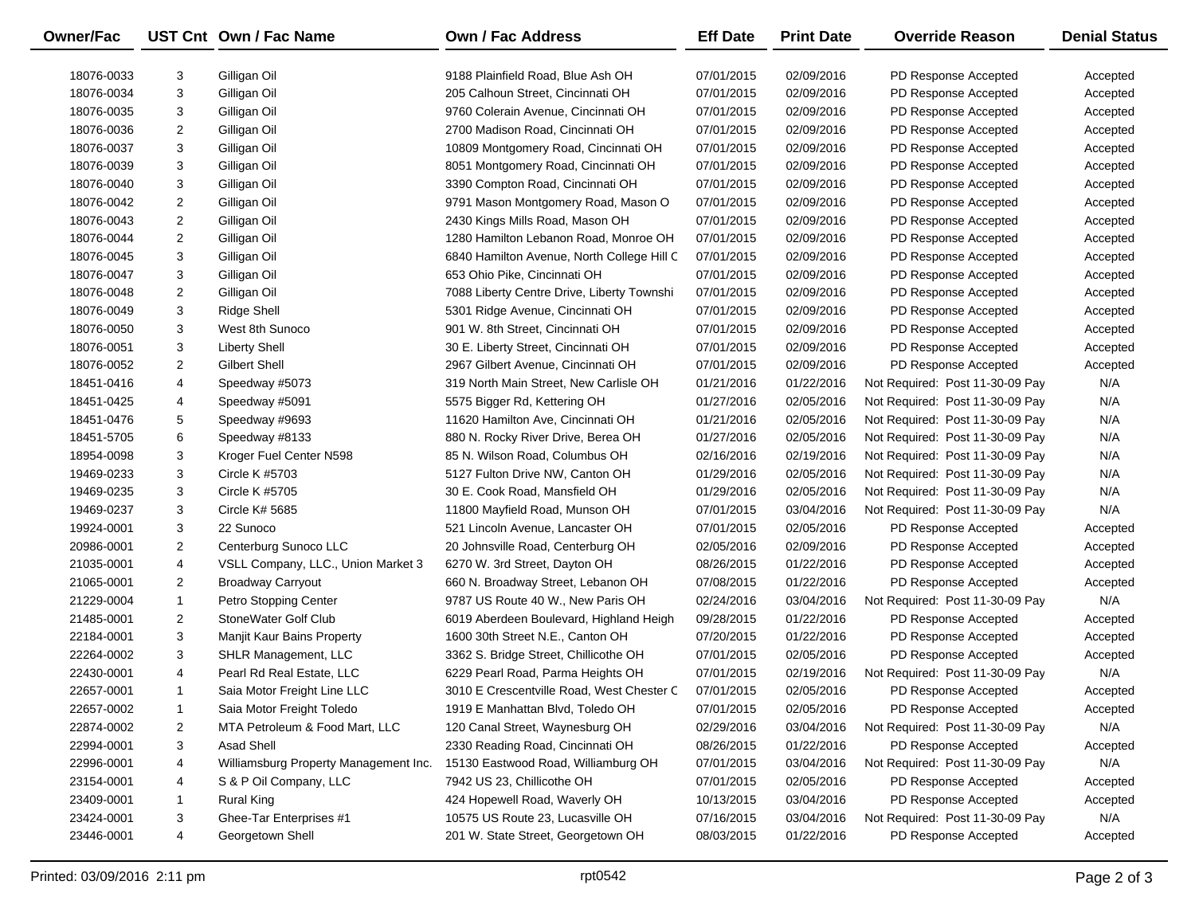| Owner/Fac | UST Cnt | Own / Fac Name | Own / Fac Address | Eff Date | Print Date | Override Reason | Denial Status |
|---|---|---|---|---|---|---|---|
| 18076-0033 | 3 | Gilligan Oil | 9188 Plainfield Road, Blue Ash OH | 07/01/2015 | 02/09/2016 | PD Response Accepted | Accepted |
| 18076-0034 | 3 | Gilligan Oil | 205 Calhoun Street, Cincinnati OH | 07/01/2015 | 02/09/2016 | PD Response Accepted | Accepted |
| 18076-0035 | 3 | Gilligan Oil | 9760 Colerain Avenue, Cincinnati OH | 07/01/2015 | 02/09/2016 | PD Response Accepted | Accepted |
| 18076-0036 | 2 | Gilligan Oil | 2700 Madison Road, Cincinnati OH | 07/01/2015 | 02/09/2016 | PD Response Accepted | Accepted |
| 18076-0037 | 3 | Gilligan Oil | 10809 Montgomery Road, Cincinnati OH | 07/01/2015 | 02/09/2016 | PD Response Accepted | Accepted |
| 18076-0039 | 3 | Gilligan Oil | 8051 Montgomery Road, Cincinnati OH | 07/01/2015 | 02/09/2016 | PD Response Accepted | Accepted |
| 18076-0040 | 3 | Gilligan Oil | 3390 Compton Road, Cincinnati OH | 07/01/2015 | 02/09/2016 | PD Response Accepted | Accepted |
| 18076-0042 | 2 | Gilligan Oil | 9791 Mason Montgomery Road, Mason O | 07/01/2015 | 02/09/2016 | PD Response Accepted | Accepted |
| 18076-0043 | 2 | Gilligan Oil | 2430 Kings Mills Road, Mason OH | 07/01/2015 | 02/09/2016 | PD Response Accepted | Accepted |
| 18076-0044 | 2 | Gilligan Oil | 1280 Hamilton Lebanon Road, Monroe OH | 07/01/2015 | 02/09/2016 | PD Response Accepted | Accepted |
| 18076-0045 | 3 | Gilligan Oil | 6840 Hamilton Avenue, North College Hill C | 07/01/2015 | 02/09/2016 | PD Response Accepted | Accepted |
| 18076-0047 | 3 | Gilligan Oil | 653 Ohio Pike, Cincinnati OH | 07/01/2015 | 02/09/2016 | PD Response Accepted | Accepted |
| 18076-0048 | 2 | Gilligan Oil | 7088 Liberty Centre Drive, Liberty Townshi | 07/01/2015 | 02/09/2016 | PD Response Accepted | Accepted |
| 18076-0049 | 3 | Ridge Shell | 5301 Ridge Avenue, Cincinnati OH | 07/01/2015 | 02/09/2016 | PD Response Accepted | Accepted |
| 18076-0050 | 3 | West 8th Sunoco | 901 W. 8th Street, Cincinnati OH | 07/01/2015 | 02/09/2016 | PD Response Accepted | Accepted |
| 18076-0051 | 3 | Liberty Shell | 30 E. Liberty Street, Cincinnati OH | 07/01/2015 | 02/09/2016 | PD Response Accepted | Accepted |
| 18076-0052 | 2 | Gilbert Shell | 2967 Gilbert Avenue, Cincinnati OH | 07/01/2015 | 02/09/2016 | PD Response Accepted | Accepted |
| 18451-0416 | 4 | Speedway #5073 | 319 North Main Street, New Carlisle OH | 01/21/2016 | 01/22/2016 | Not Required: Post 11-30-09 Pay | N/A |
| 18451-0425 | 4 | Speedway #5091 | 5575 Bigger Rd, Kettering OH | 01/27/2016 | 02/05/2016 | Not Required: Post 11-30-09 Pay | N/A |
| 18451-0476 | 5 | Speedway #9693 | 11620 Hamilton Ave, Cincinnati OH | 01/21/2016 | 02/05/2016 | Not Required: Post 11-30-09 Pay | N/A |
| 18451-5705 | 6 | Speedway #8133 | 880 N. Rocky River Drive, Berea OH | 01/27/2016 | 02/05/2016 | Not Required: Post 11-30-09 Pay | N/A |
| 18954-0098 | 3 | Kroger Fuel Center N598 | 85 N. Wilson Road, Columbus OH | 02/16/2016 | 02/19/2016 | Not Required: Post 11-30-09 Pay | N/A |
| 19469-0233 | 3 | Circle K #5703 | 5127 Fulton Drive NW, Canton OH | 01/29/2016 | 02/05/2016 | Not Required: Post 11-30-09 Pay | N/A |
| 19469-0235 | 3 | Circle K #5705 | 30 E. Cook Road, Mansfield OH | 01/29/2016 | 02/05/2016 | Not Required: Post 11-30-09 Pay | N/A |
| 19469-0237 | 3 | Circle K# 5685 | 11800 Mayfield Road, Munson OH | 07/01/2015 | 03/04/2016 | Not Required: Post 11-30-09 Pay | N/A |
| 19924-0001 | 3 | 22 Sunoco | 521 Lincoln Avenue, Lancaster OH | 07/01/2015 | 02/05/2016 | PD Response Accepted | Accepted |
| 20986-0001 | 2 | Centerburg Sunoco LLC | 20 Johnsville Road, Centerburg OH | 02/05/2016 | 02/09/2016 | PD Response Accepted | Accepted |
| 21035-0001 | 4 | VSLL Company, LLC., Union Market 3 | 6270 W. 3rd Street, Dayton OH | 08/26/2015 | 01/22/2016 | PD Response Accepted | Accepted |
| 21065-0001 | 2 | Broadway Carryout | 660 N. Broadway Street, Lebanon OH | 07/08/2015 | 01/22/2016 | PD Response Accepted | Accepted |
| 21229-0004 | 1 | Petro Stopping Center | 9787 US Route 40 W., New Paris OH | 02/24/2016 | 03/04/2016 | Not Required: Post 11-30-09 Pay | N/A |
| 21485-0001 | 2 | StoneWater Golf Club | 6019 Aberdeen Boulevard, Highland Heigh | 09/28/2015 | 01/22/2016 | PD Response Accepted | Accepted |
| 22184-0001 | 3 | Manjit Kaur Bains Property | 1600 30th Street N.E., Canton OH | 07/20/2015 | 01/22/2016 | PD Response Accepted | Accepted |
| 22264-0002 | 3 | SHLR Management, LLC | 3362 S. Bridge Street, Chillicothe OH | 07/01/2015 | 02/05/2016 | PD Response Accepted | Accepted |
| 22430-0001 | 4 | Pearl Rd Real Estate, LLC | 6229 Pearl Road, Parma Heights OH | 07/01/2015 | 02/19/2016 | Not Required: Post 11-30-09 Pay | N/A |
| 22657-0001 | 1 | Saia Motor Freight Line LLC | 3010 E Crescentville Road, West Chester C | 07/01/2015 | 02/05/2016 | PD Response Accepted | Accepted |
| 22657-0002 | 1 | Saia Motor Freight Toledo | 1919 E Manhattan Blvd, Toledo OH | 07/01/2015 | 02/05/2016 | PD Response Accepted | Accepted |
| 22874-0002 | 2 | MTA Petroleum & Food Mart, LLC | 120 Canal Street, Waynesburg OH | 02/29/2016 | 03/04/2016 | Not Required: Post 11-30-09 Pay | N/A |
| 22994-0001 | 3 | Asad Shell | 2330 Reading Road, Cincinnati OH | 08/26/2015 | 01/22/2016 | PD Response Accepted | Accepted |
| 22996-0001 | 4 | Williamsburg Property Management Inc. | 15130 Eastwood Road, Williamsburg OH | 07/01/2015 | 03/04/2016 | Not Required: Post 11-30-09 Pay | N/A |
| 23154-0001 | 4 | S & P Oil Company, LLC | 7942 US 23, Chillicothe OH | 07/01/2015 | 02/05/2016 | PD Response Accepted | Accepted |
| 23409-0001 | 1 | Rural King | 424 Hopewell Road, Waverly OH | 10/13/2015 | 03/04/2016 | PD Response Accepted | Accepted |
| 23424-0001 | 3 | Ghee-Tar Enterprises #1 | 10575 US Route 23, Lucasville OH | 07/16/2015 | 03/04/2016 | Not Required: Post 11-30-09 Pay | N/A |
| 23446-0001 | 4 | Georgetown Shell | 201 W. State Street, Georgetown OH | 08/03/2015 | 01/22/2016 | PD Response Accepted | Accepted |

Printed: 03/09/2016 2:11 pm rpt0542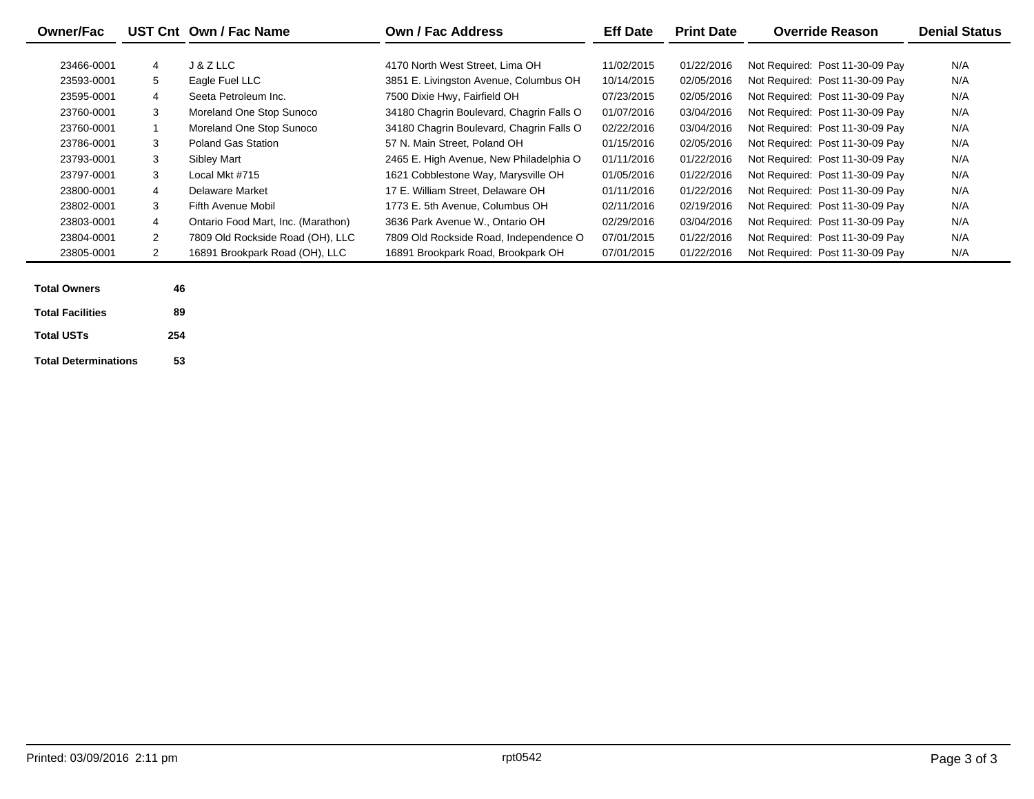| Owner/Fac | UST Cnt | Own / Fac Name | Own / Fac Address | Eff Date | Print Date | Override Reason | Denial Status |
|---|---|---|---|---|---|---|---|
| 23466-0001 | 4 | J & Z LLC | 4170 North West Street, Lima OH | 11/02/2015 | 01/22/2016 | Not Required: Post 11-30-09 Pay | N/A |
| 23593-0001 | 5 | Eagle Fuel LLC | 3851 E. Livingston Avenue, Columbus OH | 10/14/2015 | 02/05/2016 | Not Required: Post 11-30-09 Pay | N/A |
| 23595-0001 | 4 | Seeta Petroleum Inc. | 7500 Dixie Hwy, Fairfield OH | 07/23/2015 | 02/05/2016 | Not Required: Post 11-30-09 Pay | N/A |
| 23760-0001 | 3 | Moreland One Stop Sunoco | 34180 Chagrin Boulevard, Chagrin Falls O | 01/07/2016 | 03/04/2016 | Not Required: Post 11-30-09 Pay | N/A |
| 23760-0001 | 1 | Moreland One Stop Sunoco | 34180 Chagrin Boulevard, Chagrin Falls O | 02/22/2016 | 03/04/2016 | Not Required: Post 11-30-09 Pay | N/A |
| 23786-0001 | 3 | Poland Gas Station | 57 N. Main Street, Poland OH | 01/15/2016 | 02/05/2016 | Not Required: Post 11-30-09 Pay | N/A |
| 23793-0001 | 3 | Sibley Mart | 2465 E. High Avenue, New Philadelphia O | 01/11/2016 | 01/22/2016 | Not Required: Post 11-30-09 Pay | N/A |
| 23797-0001 | 3 | Local Mkt #715 | 1621 Cobblestone Way, Marysville OH | 01/05/2016 | 01/22/2016 | Not Required: Post 11-30-09 Pay | N/A |
| 23800-0001 | 4 | Delaware Market | 17 E. William Street, Delaware OH | 01/11/2016 | 01/22/2016 | Not Required: Post 11-30-09 Pay | N/A |
| 23802-0001 | 3 | Fifth Avenue Mobil | 1773 E. 5th Avenue, Columbus OH | 02/11/2016 | 02/19/2016 | Not Required: Post 11-30-09 Pay | N/A |
| 23803-0001 | 4 | Ontario Food Mart, Inc. (Marathon) | 3636 Park Avenue W., Ontario OH | 02/29/2016 | 03/04/2016 | Not Required: Post 11-30-09 Pay | N/A |
| 23804-0001 | 2 | 7809 Old Rockside Road (OH), LLC | 7809 Old Rockside Road, Independence O | 07/01/2015 | 01/22/2016 | Not Required: Post 11-30-09 Pay | N/A |
| 23805-0001 | 2 | 16891 Brookpark Road (OH), LLC | 16891 Brookpark Road, Brookpark OH | 07/01/2015 | 01/22/2016 | Not Required: Post 11-30-09 Pay | N/A |

| | |
|---|---|
| **Total Owners** | **46** |
| **Total Facilities** | **89** |
| **Total USTs** | **254** |
| **Total Determinations** | **53** |

Printed: 03/09/2016 2:11 pm rpt0542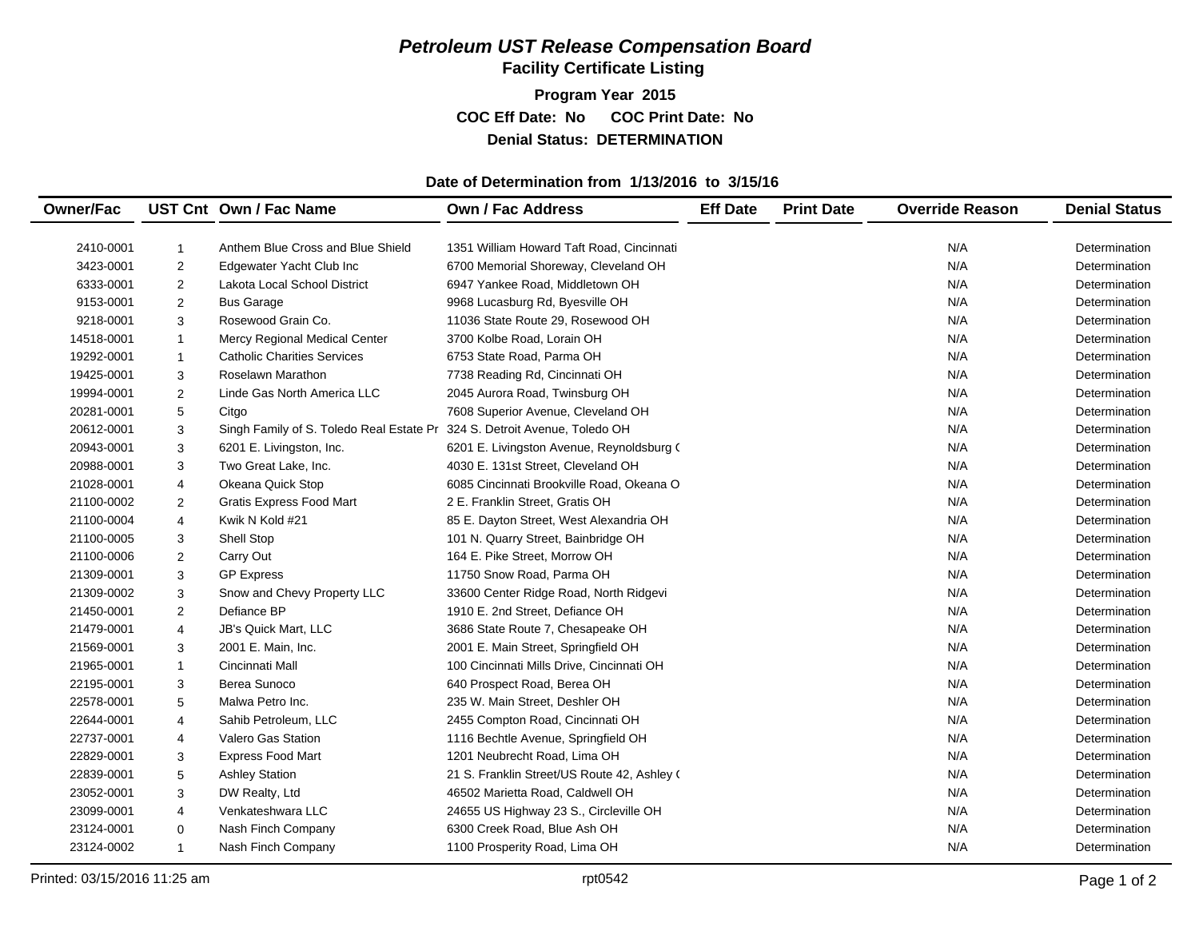# *Petroleum UST Release Compensation Board*

## Facility Certificate Listing

**Program Year 2015**

**COC Eff Date: No COC Print Date: No**

**Denial Status: DETERMINATION**

**Date of Determination from 1/13/2016 to 3/15/16**

| Owner/Fac | UST Cnt | Own / Fac Name | Own / Fac Address | Eff Date | Print Date | Override Reason | Denial Status |
|---|---|---|---|---|---|---|---|
| 2410-0001 | 1 | Anthem Blue Cross and Blue Shield | 1351 William Howard Taft Road, Cincinnati | | | N/A | Determination |
| 3423-0001 | 2 | Edgewater Yacht Club Inc | 6700 Memorial Shoreway, Cleveland OH | | | N/A | Determination |
| 6333-0001 | 2 | Lakota Local School District | 6947 Yankee Road, Middletown OH | | | N/A | Determination |
| 9153-0001 | 2 | Bus Garage | 9968 Lucasburg Rd, Byesville OH | | | N/A | Determination |
| 9218-0001 | 3 | Rosewood Grain Co. | 11036 State Route 29, Rosewood OH | | | N/A | Determination |
| 14518-0001 | 1 | Mercy Regional Medical Center | 3700 Kolbe Road, Lorain OH | | | N/A | Determination |
| 19292-0001 | 1 | Catholic Charities Services | 6753 State Road, Parma OH | | | N/A | Determination |
| 19425-0001 | 3 | Roselawn Marathon | 7738 Reading Rd, Cincinnati OH | | | N/A | Determination |
| 19994-0001 | 2 | Linde Gas North America LLC | 2045 Aurora Road, Twinsburg OH | | | N/A | Determination |
| 20281-0001 | 5 | Citgo | 7608 Superior Avenue, Cleveland OH | | | N/A | Determination |
| 20612-0001 | 3 | Singh Family of S. Toledo Real Estate Pr | 324 S. Detroit Avenue, Toledo OH | | | N/A | Determination |
| 20943-0001 | 3 | 6201 E. Livingston, Inc. | 6201 E. Livingston Avenue, Reynoldsburg ( | | | N/A | Determination |
| 20988-0001 | 3 | Two Great Lake, Inc. | 4030 E. 131st Street, Cleveland OH | | | N/A | Determination |
| 21028-0001 | 4 | Okeana Quick Stop | 6085 Cincinnati Brookville Road, Okeana O | | | N/A | Determination |
| 21100-0002 | 2 | Gratis Express Food Mart | 2 E. Franklin Street, Gratis OH | | | N/A | Determination |
| 21100-0004 | 4 | Kwik N Kold #21 | 85 E. Dayton Street, West Alexandria OH | | | N/A | Determination |
| 21100-0005 | 3 | Shell Stop | 101 N. Quarry Street, Bainbridge OH | | | N/A | Determination |
| 21100-0006 | 2 | Carry Out | 164 E. Pike Street, Morrow OH | | | N/A | Determination |
| 21309-0001 | 3 | GP Express | 11750 Snow Road, Parma OH | | | N/A | Determination |
| 21309-0002 | 3 | Snow and Chevy Property LLC | 33600 Center Ridge Road, North Ridgevi | | | N/A | Determination |
| 21450-0001 | 2 | Defiance BP | 1910 E. 2nd Street, Defiance OH | | | N/A | Determination |
| 21479-0001 | 4 | JB's Quick Mart, LLC | 3686 State Route 7, Chesapeake OH | | | N/A | Determination |
| 21569-0001 | 3 | 2001 E. Main, Inc. | 2001 E. Main Street, Springfield OH | | | N/A | Determination |
| 21965-0001 | 1 | Cincinnati Mall | 100 Cincinnati Mills Drive, Cincinnati OH | | | N/A | Determination |
| 22195-0001 | 3 | Berea Sunoco | 640 Prospect Road, Berea OH | | | N/A | Determination |
| 22578-0001 | 5 | Malwa Petro Inc. | 235 W. Main Street, Deshler OH | | | N/A | Determination |
| 22644-0001 | 4 | Sahib Petroleum, LLC | 2455 Compton Road, Cincinnati OH | | | N/A | Determination |
| 22737-0001 | 4 | Valero Gas Station | 1116 Bechtle Avenue, Springfield OH | | | N/A | Determination |
| 22829-0001 | 3 | Express Food Mart | 1201 Neubrecht Road, Lima OH | | | N/A | Determination |
| 22839-0001 | 5 | Ashley Station | 21 S. Franklin Street/US Route 42, Ashley ( | | | N/A | Determination |
| 23052-0001 | 3 | DW Realty, Ltd | 46502 Marietta Road, Caldwell OH | | | N/A | Determination |
| 23099-0001 | 4 | Venkateshwara LLC | 24655 US Highway 23 S., Circleville OH | | | N/A | Determination |
| 23124-0001 | 0 | Nash Finch Company | 6300 Creek Road, Blue Ash OH | | | N/A | Determination |
| 23124-0002 | 1 | Nash Finch Company | 1100 Prosperity Road, Lima OH | | | N/A | Determination |

Printed: 03/15/2016 11:25 am rpt0542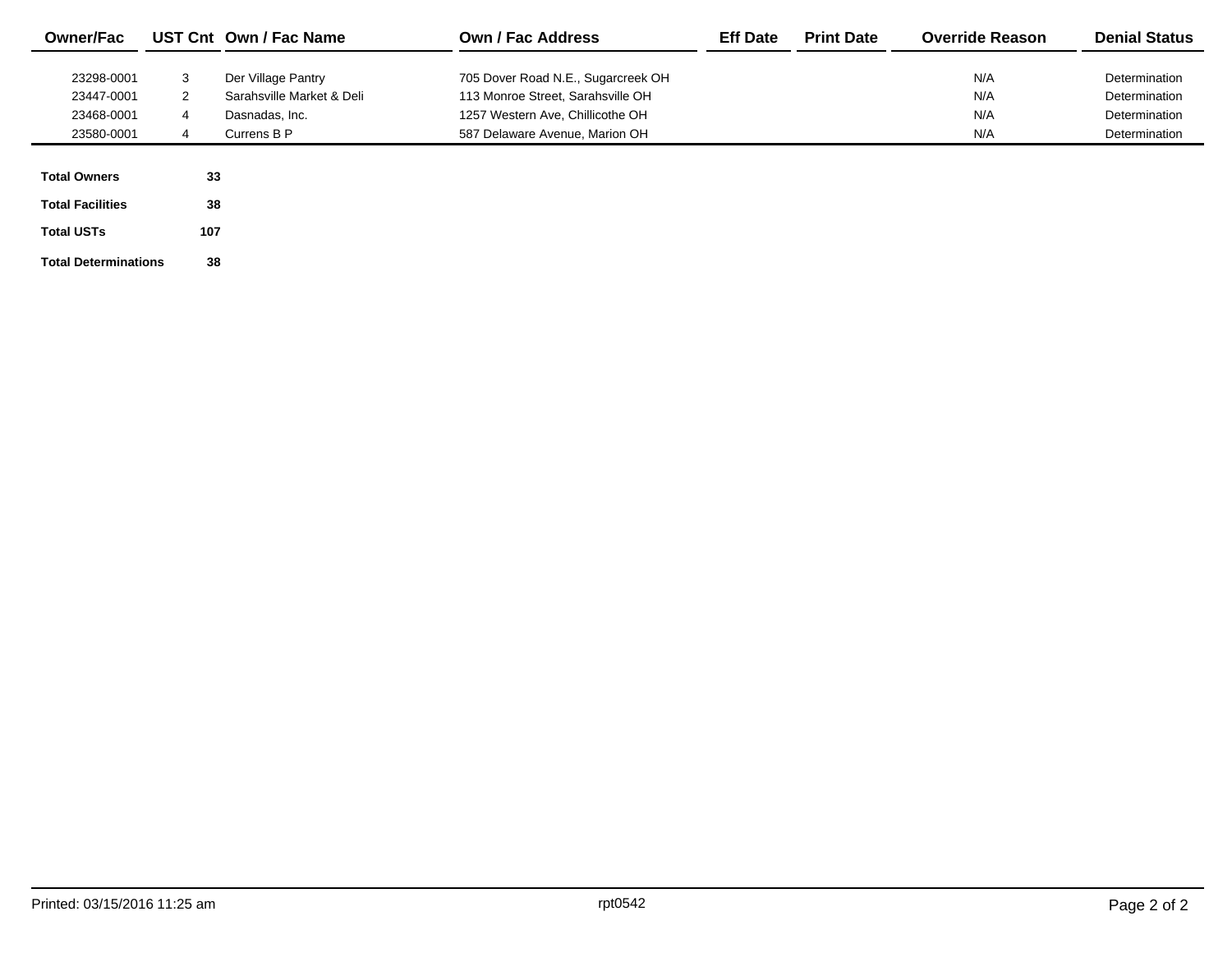| Owner/Fac | UST Cnt | Own / Fac Name | Own / Fac Address | Eff Date | Print Date | Override Reason | Denial Status |
|---|---|---|---|---|---|---|---|
| 23298-0001 | 3 | Der Village Pantry | 705 Dover Road N.E., Sugarcreek OH | | | N/A | Determination |
| 23447-0001 | 2 | Sarahsville Market & Deli | 113 Monroe Street, Sarahsville OH | | | N/A | Determination |
| 23468-0001 | 4 | Dasnadas, Inc. | 1257 Western Ave, Chillicothe OH | | | N/A | Determination |
| 23580-0001 | 4 | Currens B P | 587 Delaware Avenue, Marion OH | | | N/A | Determination |

| | |
|---|---|
| **Total Owners** | **33** |
| **Total Facilities** | **38** |
| **Total USTs** | **107** |
| **Total Determinations** | **38** |

Printed: 03/15/2016 11:25 am

rpt0542